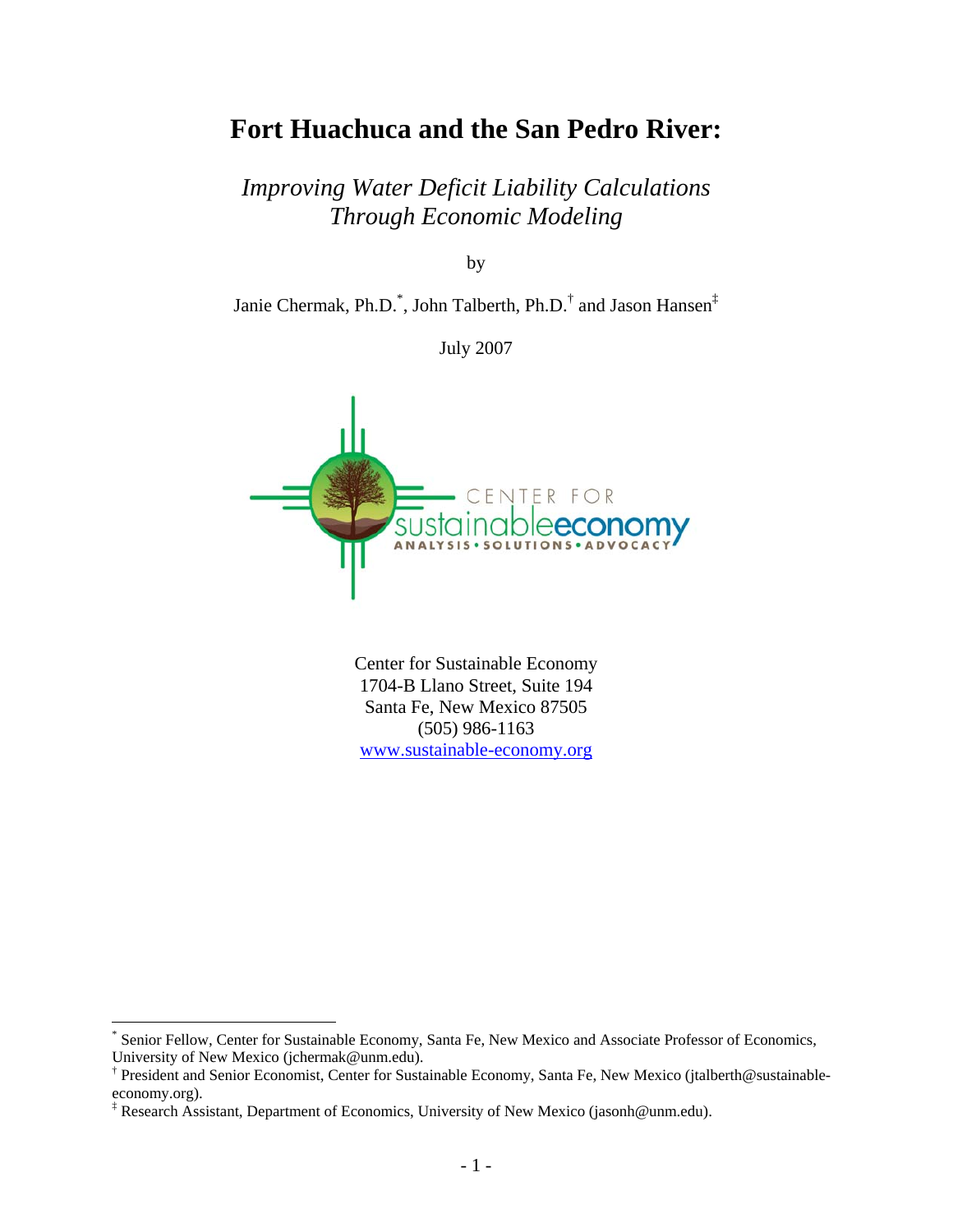# Fort Huachuca and the San Pedro River:

## *Improving Water Deficit Liability Calculations Through Economic Modeling*

by

Janie Chermak, Ph.D.[*], John Talberth, Ph.D.[†] and Jason Hansen[‡]

July 2007

Center for Sustainable Economy
1704-B Llano Street, Suite 194
Santa Fe, New Mexico 87505
(505) 986-1163
www.sustainable-economy.org

---

[*] Senior Fellow, Center for Sustainable Economy, Santa Fe, New Mexico and Associate Professor of Economics, University of New Mexico (jchermak@unm.edu).

[†] President and Senior Economist, Center for Sustainable Economy, Santa Fe, New Mexico (jtalberth@sustainable-economy.org).

[‡] Research Assistant, Department of Economics, University of New Mexico (jasonh@unm.edu).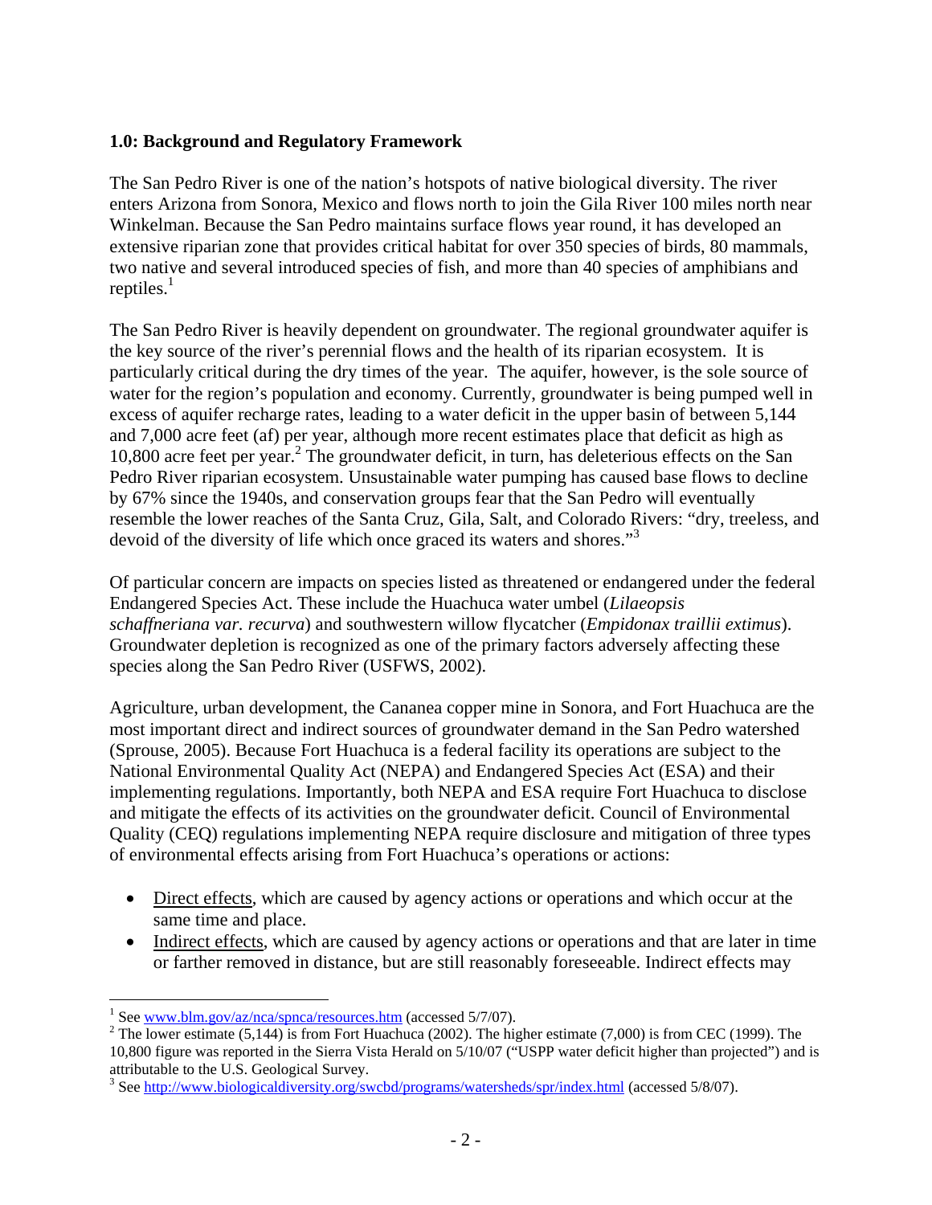**1.0: Background and Regulatory Framework**

The San Pedro River is one of the nation's hotspots of native biological diversity. The river enters Arizona from Sonora, Mexico and flows north to join the Gila River 100 miles north near Winkelman. Because the San Pedro maintains surface flows year round, it has developed an extensive riparian zone that provides critical habitat for over 350 species of birds, 80 mammals, two native and several introduced species of fish, and more than 40 species of amphibians and reptiles.[1]

The San Pedro River is heavily dependent on groundwater. The regional groundwater aquifer is the key source of the river's perennial flows and the health of its riparian ecosystem. It is particularly critical during the dry times of the year. The aquifer, however, is the sole source of water for the region's population and economy. Currently, groundwater is being pumped well in excess of aquifer recharge rates, leading to a water deficit in the upper basin of between 5,144 and 7,000 acre feet (af) per year, although more recent estimates place that deficit as high as 10,800 acre feet per year.[2] The groundwater deficit, in turn, has deleterious effects on the San Pedro River riparian ecosystem. Unsustainable water pumping has caused base flows to decline by 67% since the 1940s, and conservation groups fear that the San Pedro will eventually resemble the lower reaches of the Santa Cruz, Gila, Salt, and Colorado Rivers: "dry, treeless, and devoid of the diversity of life which once graced its waters and shores."[3]

Of particular concern are impacts on species listed as threatened or endangered under the federal Endangered Species Act. These include the Huachuca water umbel (*Lilaeopsis schaffneriana var. recurva*) and southwestern willow flycatcher (*Empidonax traillii extimus*). Groundwater depletion is recognized as one of the primary factors adversely affecting these species along the San Pedro River (USFWS, 2002).

Agriculture, urban development, the Cananea copper mine in Sonora, and Fort Huachuca are the most important direct and indirect sources of groundwater demand in the San Pedro watershed (Sprouse, 2005). Because Fort Huachuca is a federal facility its operations are subject to the National Environmental Quality Act (NEPA) and Endangered Species Act (ESA) and their implementing regulations. Importantly, both NEPA and ESA require Fort Huachuca to disclose and mitigate the effects of its activities on the groundwater deficit. Council of Environmental Quality (CEQ) regulations implementing NEPA require disclosure and mitigation of three types of environmental effects arising from Fort Huachuca's operations or actions:

- <u>Direct effects</u>, which are caused by agency actions or operations and which occur at the same time and place.
- <u>Indirect effects</u>, which are caused by agency actions or operations and that are later in time or farther removed in distance, but are still reasonably foreseeable. Indirect effects may

---

[1] See www.blm.gov/az/nca/spnca/resources.htm (accessed 5/7/07).

[2] The lower estimate (5,144) is from Fort Huachuca (2002). The higher estimate (7,000) is from CEC (1999). The 10,800 figure was reported in the Sierra Vista Herald on 5/10/07 ("USPP water deficit higher than projected") and is attributable to the U.S. Geological Survey.

[3] See http://www.biologicaldiversity.org/swcbd/programs/watersheds/spr/index.html (accessed 5/8/07).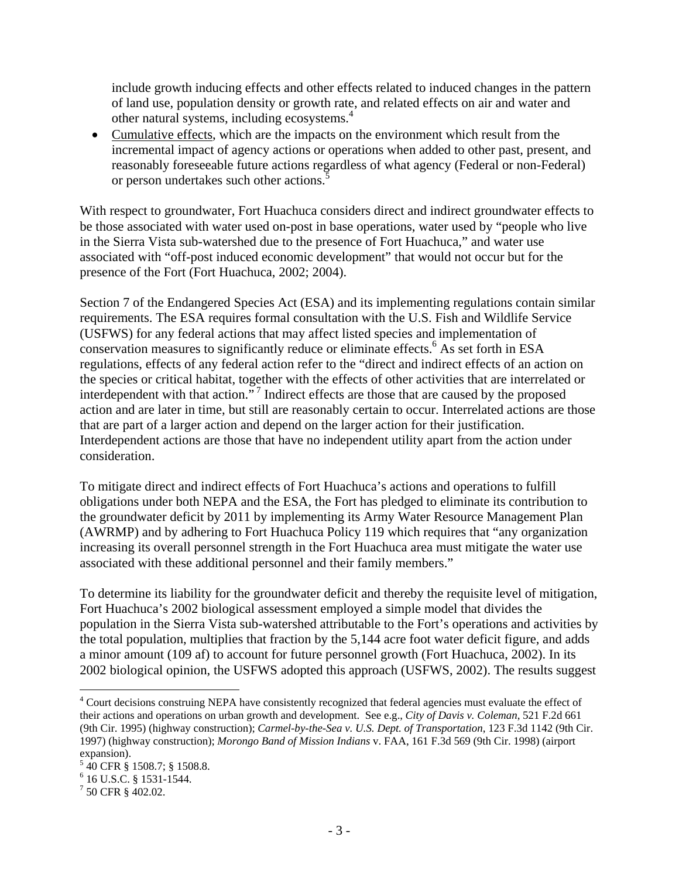include growth inducing effects and other effects related to induced changes in the pattern of land use, population density or growth rate, and related effects on air and water and other natural systems, including ecosystems.[4]

- Cumulative effects, which are the impacts on the environment which result from the incremental impact of agency actions or operations when added to other past, present, and reasonably foreseeable future actions regardless of what agency (Federal or non-Federal) or person undertakes such other actions.[5]

With respect to groundwater, Fort Huachuca considers direct and indirect groundwater effects to be those associated with water used on-post in base operations, water used by "people who live in the Sierra Vista sub-watershed due to the presence of Fort Huachuca," and water use associated with "off-post induced economic development" that would not occur but for the presence of the Fort (Fort Huachuca, 2002; 2004).

Section 7 of the Endangered Species Act (ESA) and its implementing regulations contain similar requirements. The ESA requires formal consultation with the U.S. Fish and Wildlife Service (USFWS) for any federal actions that may affect listed species and implementation of conservation measures to significantly reduce or eliminate effects.[6] As set forth in ESA regulations, effects of any federal action refer to the "direct and indirect effects of an action on the species or critical habitat, together with the effects of other activities that are interrelated or interdependent with that action."[7] Indirect effects are those that are caused by the proposed action and are later in time, but still are reasonably certain to occur. Interrelated actions are those that are part of a larger action and depend on the larger action for their justification. Interdependent actions are those that have no independent utility apart from the action under consideration.

To mitigate direct and indirect effects of Fort Huachuca's actions and operations to fulfill obligations under both NEPA and the ESA, the Fort has pledged to eliminate its contribution to the groundwater deficit by 2011 by implementing its Army Water Resource Management Plan (AWRMP) and by adhering to Fort Huachuca Policy 119 which requires that "any organization increasing its overall personnel strength in the Fort Huachuca area must mitigate the water use associated with these additional personnel and their family members."

To determine its liability for the groundwater deficit and thereby the requisite level of mitigation, Fort Huachuca's 2002 biological assessment employed a simple model that divides the population in the Sierra Vista sub-watershed attributable to the Fort's operations and activities by the total population, multiplies that fraction by the 5,144 acre foot water deficit figure, and adds a minor amount (109 af) to account for future personnel growth (Fort Huachuca, 2002). In its 2002 biological opinion, the USFWS adopted this approach (USFWS, 2002). The results suggest

---

[4] Court decisions construing NEPA have consistently recognized that federal agencies must evaluate the effect of their actions and operations on urban growth and development. See e.g., *City of Davis v. Coleman*, 521 F.2d 661 (9th Cir. 1995) (highway construction); *Carmel-by-the-Sea v. U.S. Dept. of Transportation*, 123 F.3d 1142 (9th Cir. 1997) (highway construction); *Morongo Band of Mission Indians* v. FAA, 161 F.3d 569 (9th Cir. 1998) (airport expansion).

[5] 40 CFR § 1508.7; § 1508.8.

[6] 16 U.S.C. § 1531-1544.

[7] 50 CFR § 402.02.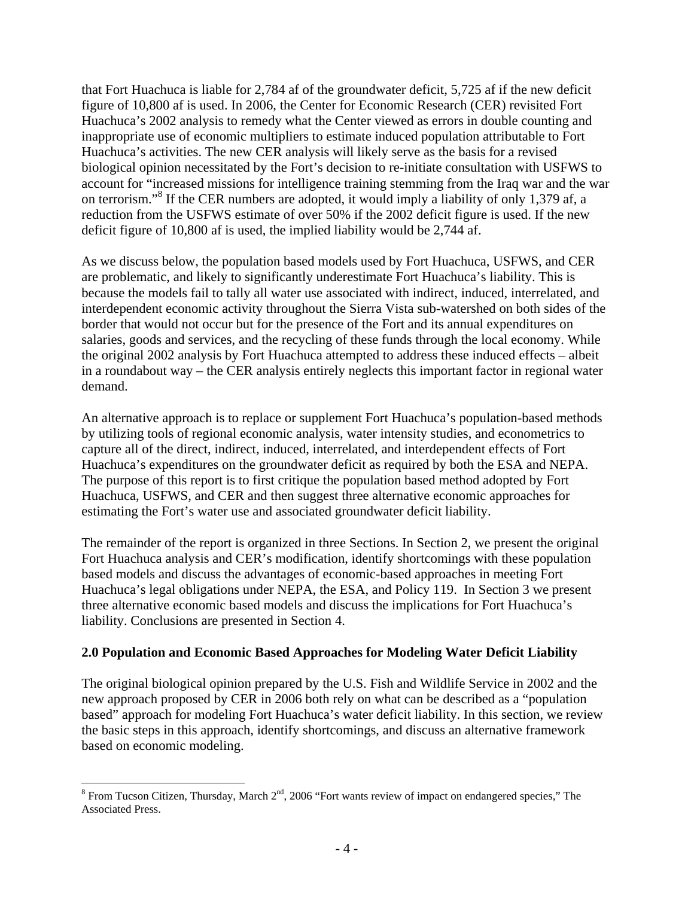that Fort Huachuca is liable for 2,784 af of the groundwater deficit, 5,725 af if the new deficit figure of 10,800 af is used. In 2006, the Center for Economic Research (CER) revisited Fort Huachuca's 2002 analysis to remedy what the Center viewed as errors in double counting and inappropriate use of economic multipliers to estimate induced population attributable to Fort Huachuca's activities. The new CER analysis will likely serve as the basis for a revised biological opinion necessitated by the Fort's decision to re-initiate consultation with USFWS to account for "increased missions for intelligence training stemming from the Iraq war and the war on terrorism."[8] If the CER numbers are adopted, it would imply a liability of only 1,379 af, a reduction from the USFWS estimate of over 50% if the 2002 deficit figure is used. If the new deficit figure of 10,800 af is used, the implied liability would be 2,744 af.

As we discuss below, the population based models used by Fort Huachuca, USFWS, and CER are problematic, and likely to significantly underestimate Fort Huachuca's liability. This is because the models fail to tally all water use associated with indirect, induced, interrelated, and interdependent economic activity throughout the Sierra Vista sub-watershed on both sides of the border that would not occur but for the presence of the Fort and its annual expenditures on salaries, goods and services, and the recycling of these funds through the local economy. While the original 2002 analysis by Fort Huachuca attempted to address these induced effects – albeit in a roundabout way – the CER analysis entirely neglects this important factor in regional water demand.

An alternative approach is to replace or supplement Fort Huachuca's population-based methods by utilizing tools of regional economic analysis, water intensity studies, and econometrics to capture all of the direct, indirect, induced, interrelated, and interdependent effects of Fort Huachuca's expenditures on the groundwater deficit as required by both the ESA and NEPA. The purpose of this report is to first critique the population based method adopted by Fort Huachuca, USFWS, and CER and then suggest three alternative economic approaches for estimating the Fort's water use and associated groundwater deficit liability.

The remainder of the report is organized in three Sections. In Section 2, we present the original Fort Huachuca analysis and CER's modification, identify shortcomings with these population based models and discuss the advantages of economic-based approaches in meeting Fort Huachuca's legal obligations under NEPA, the ESA, and Policy 119. In Section 3 we present three alternative economic based models and discuss the implications for Fort Huachuca's liability. Conclusions are presented in Section 4.

## 2.0 Population and Economic Based Approaches for Modeling Water Deficit Liability

The original biological opinion prepared by the U.S. Fish and Wildlife Service in 2002 and the new approach proposed by CER in 2006 both rely on what can be described as a "population based" approach for modeling Fort Huachuca's water deficit liability. In this section, we review the basic steps in this approach, identify shortcomings, and discuss an alternative framework based on economic modeling.

---

[8] From Tucson Citizen, Thursday, March 2nd, 2006 "Fort wants review of impact on endangered species," The Associated Press.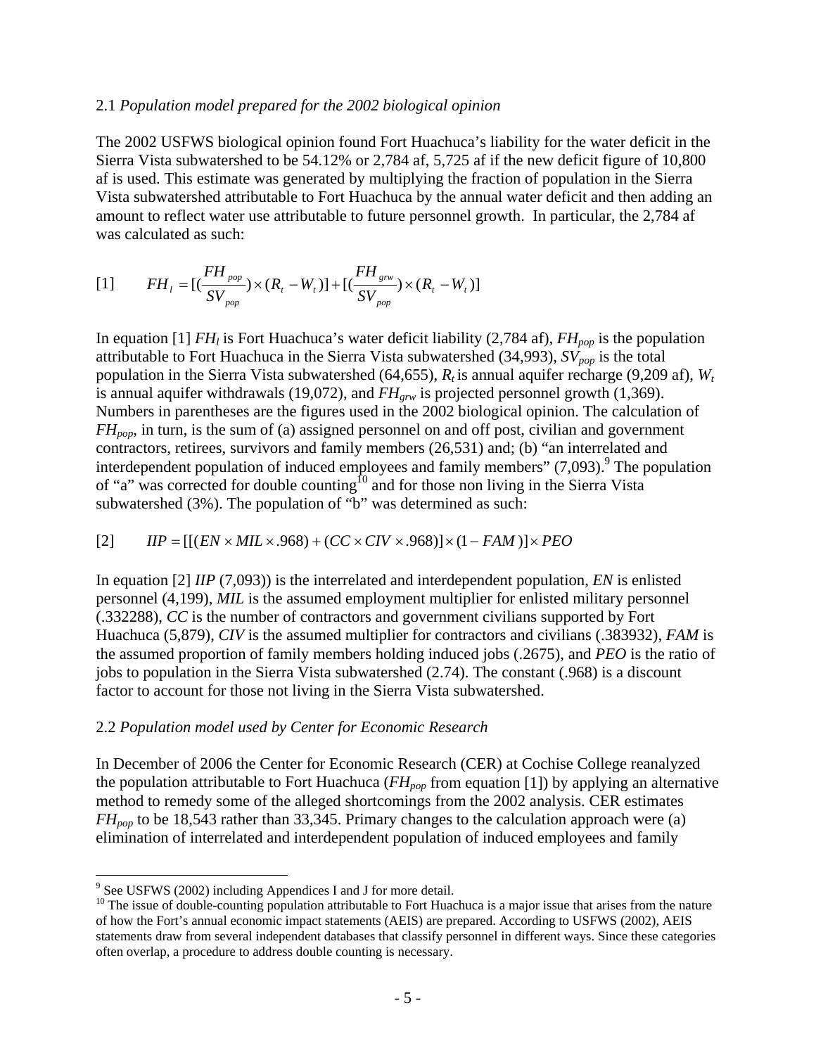2.1 *Population model prepared for the 2002 biological opinion*

The 2002 USFWS biological opinion found Fort Huachuca's liability for the water deficit in the Sierra Vista subwatershed to be 54.12% or 2,784 af, 5,725 af if the new deficit figure of 10,800 af is used. This estimate was generated by multiplying the fraction of population in the Sierra Vista subwatershed attributable to Fort Huachuca by the annual water deficit and then adding an amount to reflect water use attributable to future personnel growth. In particular, the 2,784 af was calculated as such:

$$[1] \qquad FH_l = [(\frac{FH_{pop}}{SV_{pop}}) \times (R_t - W_t)] + [(\frac{FH_{grw}}{SV_{pop}}) \times (R_t - W_t)]$$

In equation [1] $FH_l$ is Fort Huachuca's water deficit liability (2,784 af), $FH_{pop}$ is the population attributable to Fort Huachuca in the Sierra Vista subwatershed (34,993), $SV_{pop}$ is the total population in the Sierra Vista subwatershed (64,655), $R_t$ is annual aquifer recharge (9,209 af), $W_t$ is annual aquifer withdrawals (19,072), and $FH_{grw}$ is projected personnel growth (1,369). Numbers in parentheses are the figures used in the 2002 biological opinion. The calculation of $FH_{pop}$, in turn, is the sum of (a) assigned personnel on and off post, civilian and government contractors, retirees, survivors and family members (26,531) and; (b) "an interrelated and interdependent population of induced employees and family members" (7,093).[9] The population of "a" was corrected for double counting[10] and for those non living in the Sierra Vista subwatershed (3%). The population of "b" was determined as such:

$$[2] \qquad IIP = [[(EN \times MIL \times .968) + (CC \times CIV \times .968)] \times (1 - FAM)] \times PEO$$

In equation [2] *IIP* (7,093)) is the interrelated and interdependent population, *EN* is enlisted personnel (4,199), *MIL* is the assumed employment multiplier for enlisted military personnel (.332288), *CC* is the number of contractors and government civilians supported by Fort Huachuca (5,879), *CIV* is the assumed multiplier for contractors and civilians (.383932), *FAM* is the assumed proportion of family members holding induced jobs (.2675), and *PEO* is the ratio of jobs to population in the Sierra Vista subwatershed (2.74). The constant (.968) is a discount factor to account for those not living in the Sierra Vista subwatershed.

2.2 *Population model used by Center for Economic Research*

In December of 2006 the Center for Economic Research (CER) at Cochise College reanalyzed the population attributable to Fort Huachuca ($FH_{pop}$ from equation [1]) by applying an alternative method to remedy some of the alleged shortcomings from the 2002 analysis. CER estimates $FH_{pop}$ to be 18,543 rather than 33,345. Primary changes to the calculation approach were (a) elimination of interrelated and interdependent population of induced employees and family

---

[9] See USFWS (2002) including Appendices I and J for more detail.

[10] The issue of double-counting population attributable to Fort Huachuca is a major issue that arises from the nature of how the Fort's annual economic impact statements (AEIS) are prepared. According to USFWS (2002), AEIS statements draw from several independent databases that classify personnel in different ways. Since these categories often overlap, a procedure to address double counting is necessary.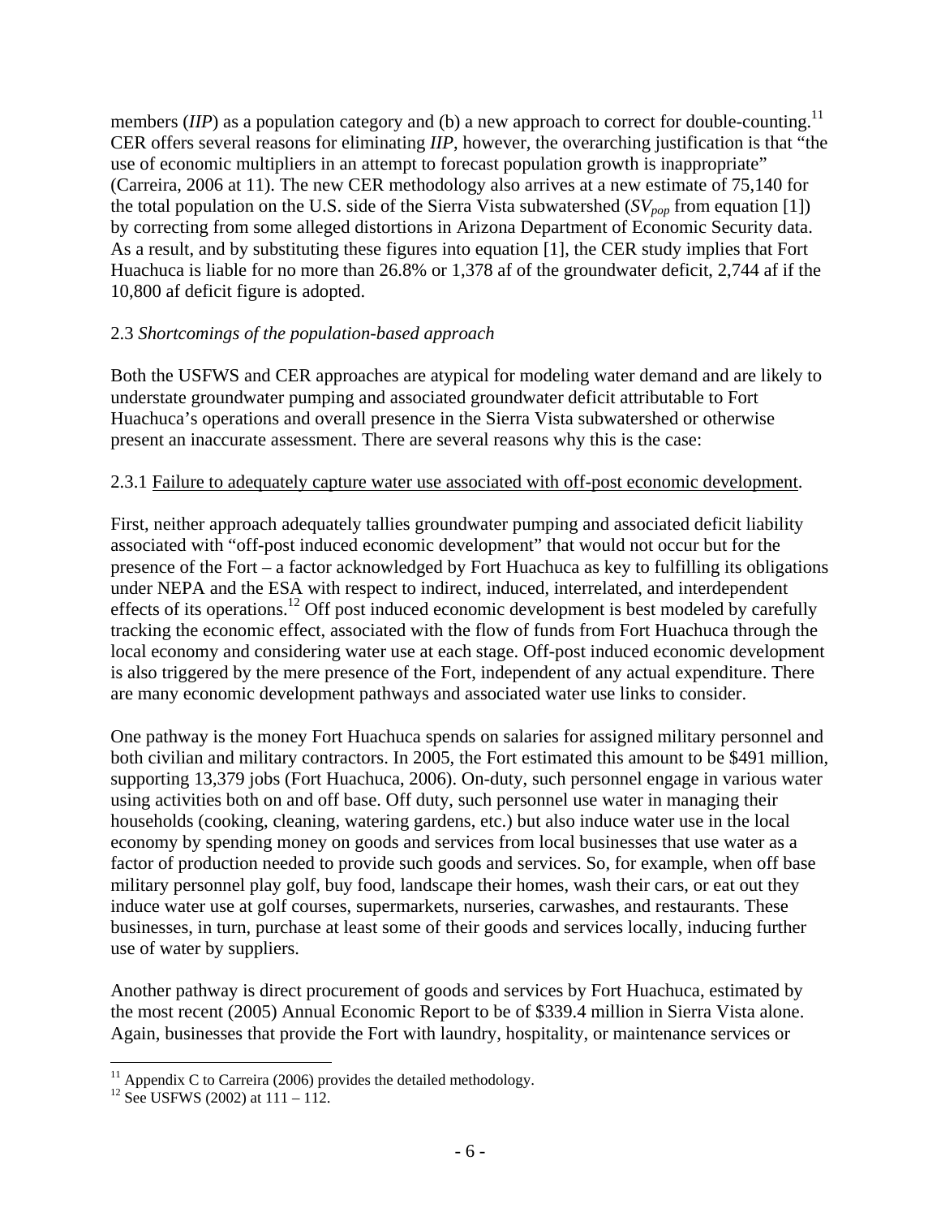members (*IIP*) as a population category and (b) a new approach to correct for double-counting.[11] CER offers several reasons for eliminating *IIP*, however, the overarching justification is that "the use of economic multipliers in an attempt to forecast population growth is inappropriate" (Carreira, 2006 at 11). The new CER methodology also arrives at a new estimate of 75,140 for the total population on the U.S. side of the Sierra Vista subwatershed ($SV_{pop}$ from equation [1]) by correcting from some alleged distortions in Arizona Department of Economic Security data. As a result, and by substituting these figures into equation [1], the CER study implies that Fort Huachuca is liable for no more than 26.8% or 1,378 af of the groundwater deficit, 2,744 af if the 10,800 af deficit figure is adopted.

2.3 *Shortcomings of the population-based approach*

Both the USFWS and CER approaches are atypical for modeling water demand and are likely to understate groundwater pumping and associated groundwater deficit attributable to Fort Huachuca's operations and overall presence in the Sierra Vista subwatershed or otherwise present an inaccurate assessment. There are several reasons why this is the case:

2.3.1 Failure to adequately capture water use associated with off-post economic development.

First, neither approach adequately tallies groundwater pumping and associated deficit liability associated with "off-post induced economic development" that would not occur but for the presence of the Fort – a factor acknowledged by Fort Huachuca as key to fulfilling its obligations under NEPA and the ESA with respect to indirect, induced, interrelated, and interdependent effects of its operations.[12] Off post induced economic development is best modeled by carefully tracking the economic effect, associated with the flow of funds from Fort Huachuca through the local economy and considering water use at each stage. Off-post induced economic development is also triggered by the mere presence of the Fort, independent of any actual expenditure. There are many economic development pathways and associated water use links to consider.

One pathway is the money Fort Huachuca spends on salaries for assigned military personnel and both civilian and military contractors. In 2005, the Fort estimated this amount to be \$491 million, supporting 13,379 jobs (Fort Huachuca, 2006). On-duty, such personnel engage in various water using activities both on and off base. Off duty, such personnel use water in managing their households (cooking, cleaning, watering gardens, etc.) but also induce water use in the local economy by spending money on goods and services from local businesses that use water as a factor of production needed to provide such goods and services. So, for example, when off base military personnel play golf, buy food, landscape their homes, wash their cars, or eat out they induce water use at golf courses, supermarkets, nurseries, carwashes, and restaurants. These businesses, in turn, purchase at least some of their goods and services locally, inducing further use of water by suppliers.

Another pathway is direct procurement of goods and services by Fort Huachuca, estimated by the most recent (2005) Annual Economic Report to be of \$339.4 million in Sierra Vista alone. Again, businesses that provide the Fort with laundry, hospitality, or maintenance services or

[11] Appendix C to Carreira (2006) provides the detailed methodology.

[12] See USFWS (2002) at 111 – 112.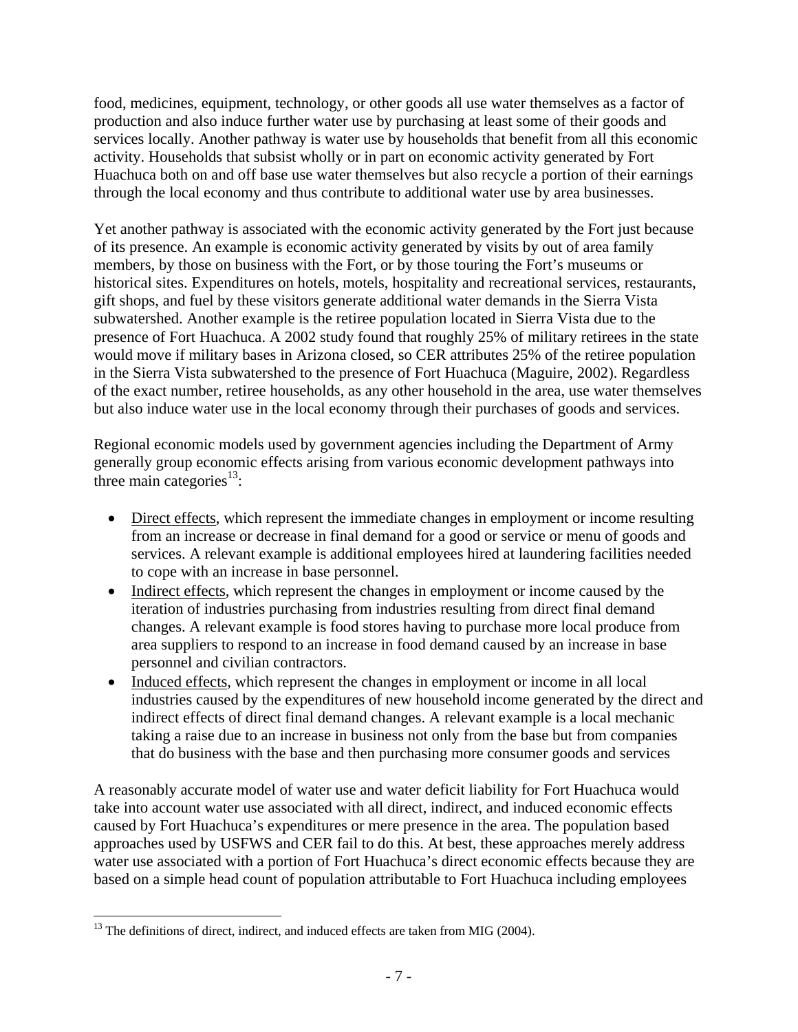food, medicines, equipment, technology, or other goods all use water themselves as a factor of production and also induce further water use by purchasing at least some of their goods and services locally. Another pathway is water use by households that benefit from all this economic activity. Households that subsist wholly or in part on economic activity generated by Fort Huachuca both on and off base use water themselves but also recycle a portion of their earnings through the local economy and thus contribute to additional water use by area businesses.

Yet another pathway is associated with the economic activity generated by the Fort just because of its presence. An example is economic activity generated by visits by out of area family members, by those on business with the Fort, or by those touring the Fort's museums or historical sites. Expenditures on hotels, motels, hospitality and recreational services, restaurants, gift shops, and fuel by these visitors generate additional water demands in the Sierra Vista subwatershed. Another example is the retiree population located in Sierra Vista due to the presence of Fort Huachuca. A 2002 study found that roughly 25% of military retirees in the state would move if military bases in Arizona closed, so CER attributes 25% of the retiree population in the Sierra Vista subwatershed to the presence of Fort Huachuca (Maguire, 2002). Regardless of the exact number, retiree households, as any other household in the area, use water themselves but also induce water use in the local economy through their purchases of goods and services.

Regional economic models used by government agencies including the Department of Army generally group economic effects arising from various economic development pathways into three main categories[13]:

- Direct effects, which represent the immediate changes in employment or income resulting from an increase or decrease in final demand for a good or service or menu of goods and services. A relevant example is additional employees hired at laundering facilities needed to cope with an increase in base personnel.
- Indirect effects, which represent the changes in employment or income caused by the iteration of industries purchasing from industries resulting from direct final demand changes. A relevant example is food stores having to purchase more local produce from area suppliers to respond to an increase in food demand caused by an increase in base personnel and civilian contractors.
- Induced effects, which represent the changes in employment or income in all local industries caused by the expenditures of new household income generated by the direct and indirect effects of direct final demand changes. A relevant example is a local mechanic taking a raise due to an increase in business not only from the base but from companies that do business with the base and then purchasing more consumer goods and services

A reasonably accurate model of water use and water deficit liability for Fort Huachuca would take into account water use associated with all direct, indirect, and induced economic effects caused by Fort Huachuca's expenditures or mere presence in the area. The population based approaches used by USFWS and CER fail to do this. At best, these approaches merely address water use associated with a portion of Fort Huachuca's direct economic effects because they are based on a simple head count of population attributable to Fort Huachuca including employees

---

[13] The definitions of direct, indirect, and induced effects are taken from MIG (2004).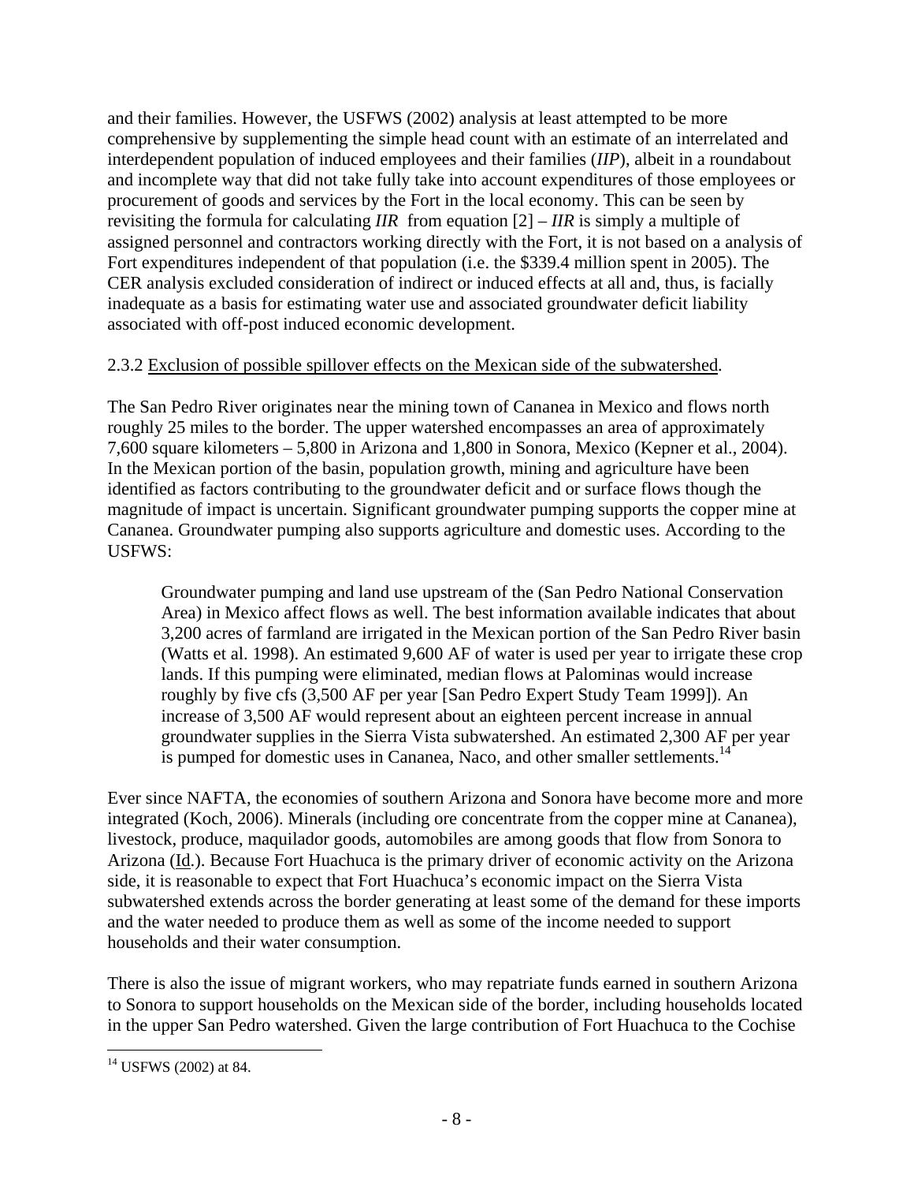and their families. However, the USFWS (2002) analysis at least attempted to be more comprehensive by supplementing the simple head count with an estimate of an interrelated and interdependent population of induced employees and their families (*IIP*), albeit in a roundabout and incomplete way that did not take fully take into account expenditures of those employees or procurement of goods and services by the Fort in the local economy. This can be seen by revisiting the formula for calculating *IIR* from equation [2] – *IIR* is simply a multiple of assigned personnel and contractors working directly with the Fort, it is not based on a analysis of Fort expenditures independent of that population (i.e. the $339.4 million spent in 2005). The CER analysis excluded consideration of indirect or induced effects at all and, thus, is facially inadequate as a basis for estimating water use and associated groundwater deficit liability associated with off-post induced economic development.

2.3.2 <u>Exclusion of possible spillover effects on the Mexican side of the subwatershed</u>.

The San Pedro River originates near the mining town of Cananea in Mexico and flows north roughly 25 miles to the border. The upper watershed encompasses an area of approximately 7,600 square kilometers – 5,800 in Arizona and 1,800 in Sonora, Mexico (Kepner et al., 2004). In the Mexican portion of the basin, population growth, mining and agriculture have been identified as factors contributing to the groundwater deficit and or surface flows though the magnitude of impact is uncertain. Significant groundwater pumping supports the copper mine at Cananea. Groundwater pumping also supports agriculture and domestic uses. According to the USFWS:

> Groundwater pumping and land use upstream of the (San Pedro National Conservation Area) in Mexico affect flows as well. The best information available indicates that about 3,200 acres of farmland are irrigated in the Mexican portion of the San Pedro River basin (Watts et al. 1998). An estimated 9,600 AF of water is used per year to irrigate these crop lands. If this pumping were eliminated, median flows at Palominas would increase roughly by five cfs (3,500 AF per year [San Pedro Expert Study Team 1999]). An increase of 3,500 AF would represent about an eighteen percent increase in annual groundwater supplies in the Sierra Vista subwatershed. An estimated 2,300 AF per year is pumped for domestic uses in Cananea, Naco, and other smaller settlements.[14]

Ever since NAFTA, the economies of southern Arizona and Sonora have become more and more integrated (Koch, 2006). Minerals (including ore concentrate from the copper mine at Cananea), livestock, produce, maquilador goods, automobiles are among goods that flow from Sonora to Arizona (<u>Id</u>.). Because Fort Huachuca is the primary driver of economic activity on the Arizona side, it is reasonable to expect that Fort Huachuca's economic impact on the Sierra Vista subwatershed extends across the border generating at least some of the demand for these imports and the water needed to produce them as well as some of the income needed to support households and their water consumption.

There is also the issue of migrant workers, who may repatriate funds earned in southern Arizona to Sonora to support households on the Mexican side of the border, including households located in the upper San Pedro watershed. Given the large contribution of Fort Huachuca to the Cochise

---

[14] USFWS (2002) at 84.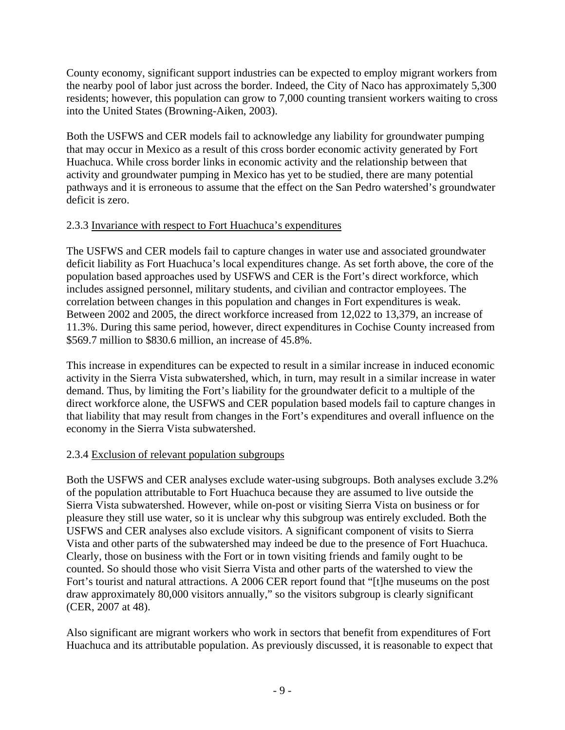County economy, significant support industries can be expected to employ migrant workers from the nearby pool of labor just across the border. Indeed, the City of Naco has approximately 5,300 residents; however, this population can grow to 7,000 counting transient workers waiting to cross into the United States (Browning-Aiken, 2003).

Both the USFWS and CER models fail to acknowledge any liability for groundwater pumping that may occur in Mexico as a result of this cross border economic activity generated by Fort Huachuca. While cross border links in economic activity and the relationship between that activity and groundwater pumping in Mexico has yet to be studied, there are many potential pathways and it is erroneous to assume that the effect on the San Pedro watershed's groundwater deficit is zero.

### 2.3.3 Invariance with respect to Fort Huachuca's expenditures

The USFWS and CER models fail to capture changes in water use and associated groundwater deficit liability as Fort Huachuca's local expenditures change. As set forth above, the core of the population based approaches used by USFWS and CER is the Fort's direct workforce, which includes assigned personnel, military students, and civilian and contractor employees. The correlation between changes in this population and changes in Fort expenditures is weak. Between 2002 and 2005, the direct workforce increased from 12,022 to 13,379, an increase of 11.3%. During this same period, however, direct expenditures in Cochise County increased from \$569.7 million to \$830.6 million, an increase of 45.8%.

This increase in expenditures can be expected to result in a similar increase in induced economic activity in the Sierra Vista subwatershed, which, in turn, may result in a similar increase in water demand. Thus, by limiting the Fort's liability for the groundwater deficit to a multiple of the direct workforce alone, the USFWS and CER population based models fail to capture changes in that liability that may result from changes in the Fort's expenditures and overall influence on the economy in the Sierra Vista subwatershed.

### 2.3.4 Exclusion of relevant population subgroups

Both the USFWS and CER analyses exclude water-using subgroups. Both analyses exclude 3.2% of the population attributable to Fort Huachuca because they are assumed to live outside the Sierra Vista subwatershed. However, while on-post or visiting Sierra Vista on business or for pleasure they still use water, so it is unclear why this subgroup was entirely excluded. Both the USFWS and CER analyses also exclude visitors. A significant component of visits to Sierra Vista and other parts of the subwatershed may indeed be due to the presence of Fort Huachuca. Clearly, those on business with the Fort or in town visiting friends and family ought to be counted. So should those who visit Sierra Vista and other parts of the watershed to view the Fort's tourist and natural attractions. A 2006 CER report found that "[t]he museums on the post draw approximately 80,000 visitors annually," so the visitors subgroup is clearly significant (CER, 2007 at 48).

Also significant are migrant workers who work in sectors that benefit from expenditures of Fort Huachuca and its attributable population. As previously discussed, it is reasonable to expect that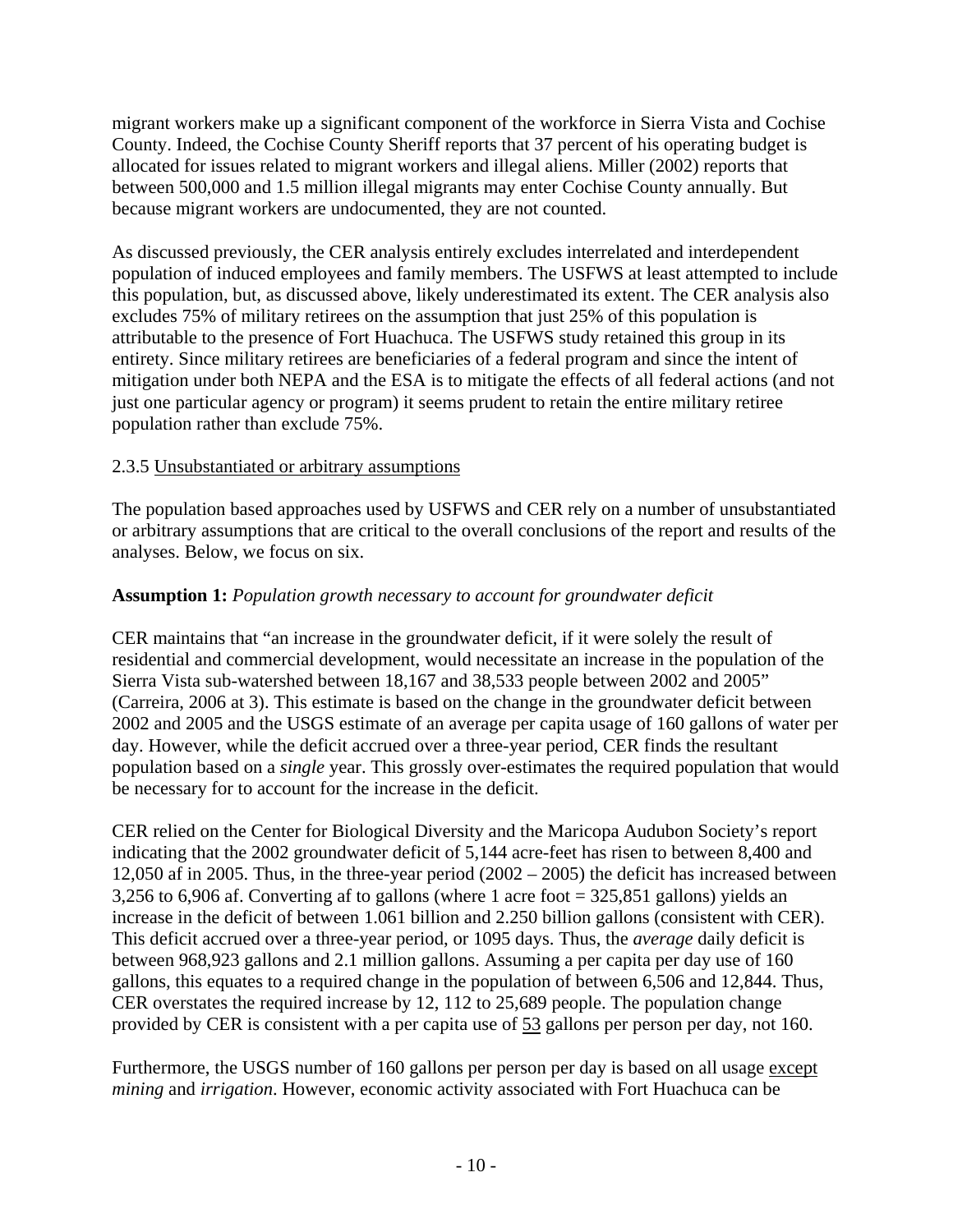migrant workers make up a significant component of the workforce in Sierra Vista and Cochise County. Indeed, the Cochise County Sheriff reports that 37 percent of his operating budget is allocated for issues related to migrant workers and illegal aliens. Miller (2002) reports that between 500,000 and 1.5 million illegal migrants may enter Cochise County annually. But because migrant workers are undocumented, they are not counted.

As discussed previously, the CER analysis entirely excludes interrelated and interdependent population of induced employees and family members. The USFWS at least attempted to include this population, but, as discussed above, likely underestimated its extent. The CER analysis also excludes 75% of military retirees on the assumption that just 25% of this population is attributable to the presence of Fort Huachuca. The USFWS study retained this group in its entirety. Since military retirees are beneficiaries of a federal program and since the intent of mitigation under both NEPA and the ESA is to mitigate the effects of all federal actions (and not just one particular agency or program) it seems prudent to retain the entire military retiree population rather than exclude 75%.

2.3.5 <u>Unsubstantiated or arbitrary assumptions</u>

The population based approaches used by USFWS and CER rely on a number of unsubstantiated or arbitrary assumptions that are critical to the overall conclusions of the report and results of the analyses. Below, we focus on six.

**Assumption 1:** *Population growth necessary to account for groundwater deficit*

CER maintains that "an increase in the groundwater deficit, if it were solely the result of residential and commercial development, would necessitate an increase in the population of the Sierra Vista sub-watershed between 18,167 and 38,533 people between 2002 and 2005" (Carreira, 2006 at 3). This estimate is based on the change in the groundwater deficit between 2002 and 2005 and the USGS estimate of an average per capita usage of 160 gallons of water per day. However, while the deficit accrued over a three-year period, CER finds the resultant population based on a *single* year. This grossly over-estimates the required population that would be necessary for to account for the increase in the deficit.

CER relied on the Center for Biological Diversity and the Maricopa Audubon Society's report indicating that the 2002 groundwater deficit of 5,144 acre-feet has risen to between 8,400 and 12,050 af in 2005. Thus, in the three-year period (2002 – 2005) the deficit has increased between 3,256 to 6,906 af. Converting af to gallons (where 1 acre foot = 325,851 gallons) yields an increase in the deficit of between 1.061 billion and 2.250 billion gallons (consistent with CER). This deficit accrued over a three-year period, or 1095 days. Thus, the *average* daily deficit is between 968,923 gallons and 2.1 million gallons. Assuming a per capita per day use of 160 gallons, this equates to a required change in the population of between 6,506 and 12,844. Thus, CER overstates the required increase by 12, 112 to 25,689 people. The population change provided by CER is consistent with a per capita use of <u>53</u> gallons per person per day, not 160.

Furthermore, the USGS number of 160 gallons per person per day is based on all usage <u>except</u> *mining* and *irrigation*. However, economic activity associated with Fort Huachuca can be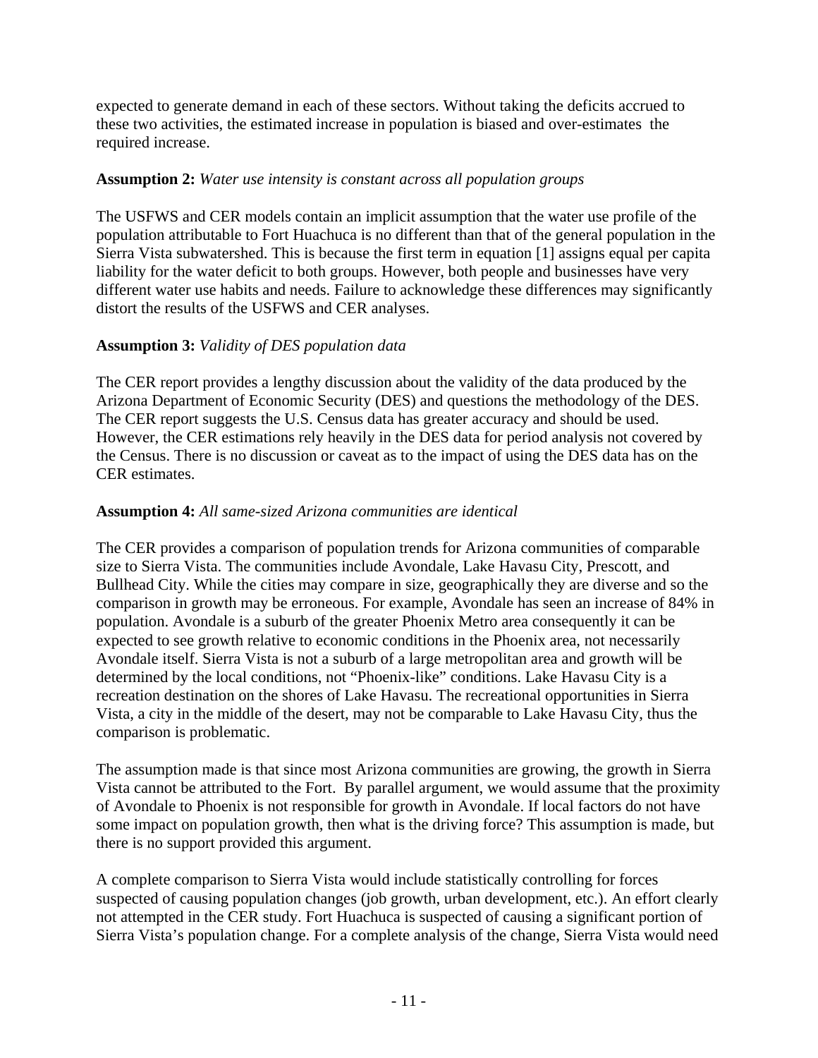expected to generate demand in each of these sectors. Without taking the deficits accrued to these two activities, the estimated increase in population is biased and over-estimates the required increase.

**Assumption 2:** *Water use intensity is constant across all population groups*

The USFWS and CER models contain an implicit assumption that the water use profile of the population attributable to Fort Huachuca is no different than that of the general population in the Sierra Vista subwatershed. This is because the first term in equation [1] assigns equal per capita liability for the water deficit to both groups. However, both people and businesses have very different water use habits and needs. Failure to acknowledge these differences may significantly distort the results of the USFWS and CER analyses.

**Assumption 3:** *Validity of DES population data*

The CER report provides a lengthy discussion about the validity of the data produced by the Arizona Department of Economic Security (DES) and questions the methodology of the DES. The CER report suggests the U.S. Census data has greater accuracy and should be used. However, the CER estimations rely heavily in the DES data for period analysis not covered by the Census. There is no discussion or caveat as to the impact of using the DES data has on the CER estimates.

**Assumption 4:** *All same-sized Arizona communities are identical*

The CER provides a comparison of population trends for Arizona communities of comparable size to Sierra Vista. The communities include Avondale, Lake Havasu City, Prescott, and Bullhead City. While the cities may compare in size, geographically they are diverse and so the comparison in growth may be erroneous. For example, Avondale has seen an increase of 84% in population. Avondale is a suburb of the greater Phoenix Metro area consequently it can be expected to see growth relative to economic conditions in the Phoenix area, not necessarily Avondale itself. Sierra Vista is not a suburb of a large metropolitan area and growth will be determined by the local conditions, not "Phoenix-like" conditions. Lake Havasu City is a recreation destination on the shores of Lake Havasu. The recreational opportunities in Sierra Vista, a city in the middle of the desert, may not be comparable to Lake Havasu City, thus the comparison is problematic.

The assumption made is that since most Arizona communities are growing, the growth in Sierra Vista cannot be attributed to the Fort. By parallel argument, we would assume that the proximity of Avondale to Phoenix is not responsible for growth in Avondale. If local factors do not have some impact on population growth, then what is the driving force? This assumption is made, but there is no support provided this argument.

A complete comparison to Sierra Vista would include statistically controlling for forces suspected of causing population changes (job growth, urban development, etc.). An effort clearly not attempted in the CER study. Fort Huachuca is suspected of causing a significant portion of Sierra Vista's population change. For a complete analysis of the change, Sierra Vista would need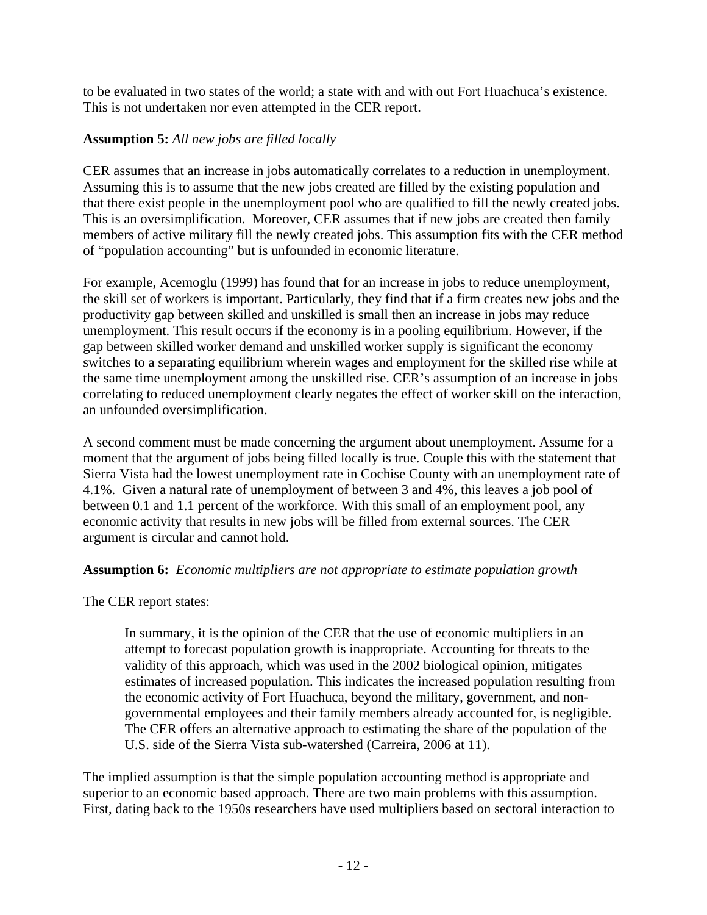to be evaluated in two states of the world; a state with and with out Fort Huachuca's existence. This is not undertaken nor even attempted in the CER report.

**Assumption 5:** *All new jobs are filled locally*

CER assumes that an increase in jobs automatically correlates to a reduction in unemployment. Assuming this is to assume that the new jobs created are filled by the existing population and that there exist people in the unemployment pool who are qualified to fill the newly created jobs. This is an oversimplification. Moreover, CER assumes that if new jobs are created then family members of active military fill the newly created jobs. This assumption fits with the CER method of "population accounting" but is unfounded in economic literature.

For example, Acemoglu (1999) has found that for an increase in jobs to reduce unemployment, the skill set of workers is important. Particularly, they find that if a firm creates new jobs and the productivity gap between skilled and unskilled is small then an increase in jobs may reduce unemployment. This result occurs if the economy is in a pooling equilibrium. However, if the gap between skilled worker demand and unskilled worker supply is significant the economy switches to a separating equilibrium wherein wages and employment for the skilled rise while at the same time unemployment among the unskilled rise. CER's assumption of an increase in jobs correlating to reduced unemployment clearly negates the effect of worker skill on the interaction, an unfounded oversimplification.

A second comment must be made concerning the argument about unemployment. Assume for a moment that the argument of jobs being filled locally is true. Couple this with the statement that Sierra Vista had the lowest unemployment rate in Cochise County with an unemployment rate of 4.1%. Given a natural rate of unemployment of between 3 and 4%, this leaves a job pool of between 0.1 and 1.1 percent of the workforce. With this small of an employment pool, any economic activity that results in new jobs will be filled from external sources. The CER argument is circular and cannot hold.

**Assumption 6:** *Economic multipliers are not appropriate to estimate population growth*

The CER report states:

> In summary, it is the opinion of the CER that the use of economic multipliers in an attempt to forecast population growth is inappropriate. Accounting for threats to the validity of this approach, which was used in the 2002 biological opinion, mitigates estimates of increased population. This indicates the increased population resulting from the economic activity of Fort Huachuca, beyond the military, government, and non-governmental employees and their family members already accounted for, is negligible. The CER offers an alternative approach to estimating the share of the population of the U.S. side of the Sierra Vista sub-watershed (Carreira, 2006 at 11).

The implied assumption is that the simple population accounting method is appropriate and superior to an economic based approach. There are two main problems with this assumption. First, dating back to the 1950s researchers have used multipliers based on sectoral interaction to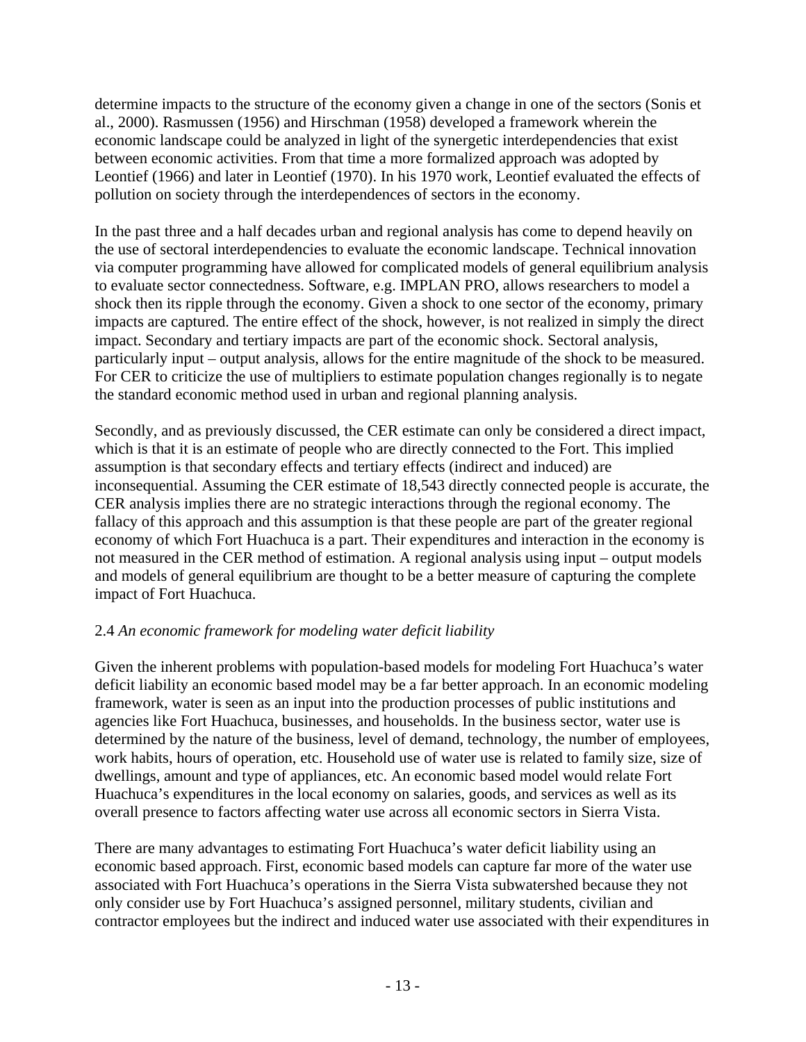determine impacts to the structure of the economy given a change in one of the sectors (Sonis et al., 2000). Rasmussen (1956) and Hirschman (1958) developed a framework wherein the economic landscape could be analyzed in light of the synergetic interdependencies that exist between economic activities. From that time a more formalized approach was adopted by Leontief (1966) and later in Leontief (1970). In his 1970 work, Leontief evaluated the effects of pollution on society through the interdependences of sectors in the economy.

In the past three and a half decades urban and regional analysis has come to depend heavily on the use of sectoral interdependencies to evaluate the economic landscape. Technical innovation via computer programming have allowed for complicated models of general equilibrium analysis to evaluate sector connectedness. Software, e.g. IMPLAN PRO, allows researchers to model a shock then its ripple through the economy. Given a shock to one sector of the economy, primary impacts are captured. The entire effect of the shock, however, is not realized in simply the direct impact. Secondary and tertiary impacts are part of the economic shock. Sectoral analysis, particularly input – output analysis, allows for the entire magnitude of the shock to be measured. For CER to criticize the use of multipliers to estimate population changes regionally is to negate the standard economic method used in urban and regional planning analysis.

Secondly, and as previously discussed, the CER estimate can only be considered a direct impact, which is that it is an estimate of people who are directly connected to the Fort. This implied assumption is that secondary effects and tertiary effects (indirect and induced) are inconsequential. Assuming the CER estimate of 18,543 directly connected people is accurate, the CER analysis implies there are no strategic interactions through the regional economy. The fallacy of this approach and this assumption is that these people are part of the greater regional economy of which Fort Huachuca is a part. Their expenditures and interaction in the economy is not measured in the CER method of estimation. A regional analysis using input – output models and models of general equilibrium are thought to be a better measure of capturing the complete impact of Fort Huachuca.

### 2.4 *An economic framework for modeling water deficit liability*

Given the inherent problems with population-based models for modeling Fort Huachuca's water deficit liability an economic based model may be a far better approach. In an economic modeling framework, water is seen as an input into the production processes of public institutions and agencies like Fort Huachuca, businesses, and households. In the business sector, water use is determined by the nature of the business, level of demand, technology, the number of employees, work habits, hours of operation, etc. Household use of water use is related to family size, size of dwellings, amount and type of appliances, etc. An economic based model would relate Fort Huachuca's expenditures in the local economy on salaries, goods, and services as well as its overall presence to factors affecting water use across all economic sectors in Sierra Vista.

There are many advantages to estimating Fort Huachuca's water deficit liability using an economic based approach. First, economic based models can capture far more of the water use associated with Fort Huachuca's operations in the Sierra Vista subwatershed because they not only consider use by Fort Huachuca's assigned personnel, military students, civilian and contractor employees but the indirect and induced water use associated with their expenditures in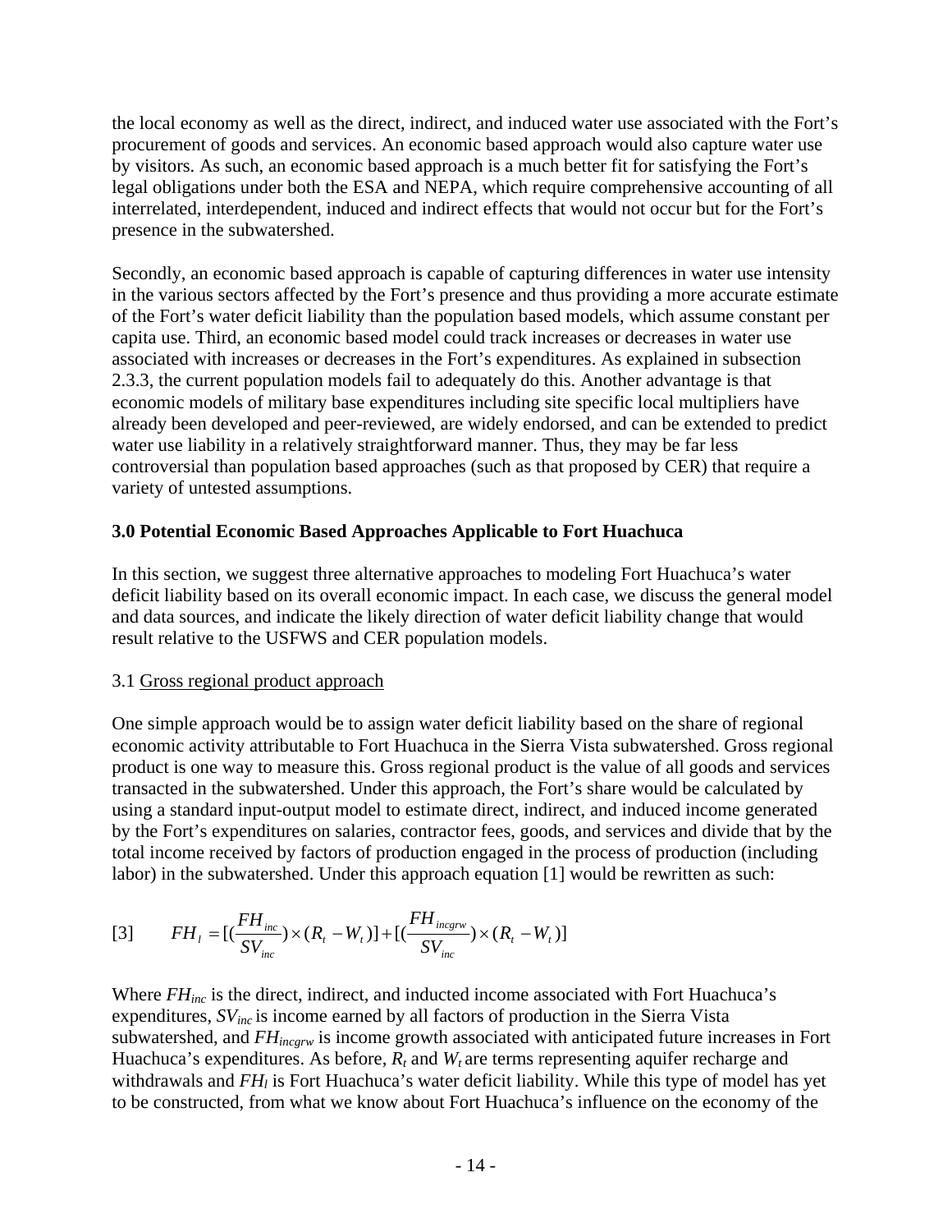the local economy as well as the direct, indirect, and induced water use associated with the Fort's procurement of goods and services. An economic based approach would also capture water use by visitors. As such, an economic based approach is a much better fit for satisfying the Fort's legal obligations under both the ESA and NEPA, which require comprehensive accounting of all interrelated, interdependent, induced and indirect effects that would not occur but for the Fort's presence in the subwatershed.

Secondly, an economic based approach is capable of capturing differences in water use intensity in the various sectors affected by the Fort's presence and thus providing a more accurate estimate of the Fort's water deficit liability than the population based models, which assume constant per capita use. Third, an economic based model could track increases or decreases in water use associated with increases or decreases in the Fort's expenditures. As explained in subsection 2.3.3, the current population models fail to adequately do this. Another advantage is that economic models of military base expenditures including site specific local multipliers have already been developed and peer-reviewed, are widely endorsed, and can be extended to predict water use liability in a relatively straightforward manner. Thus, they may be far less controversial than population based approaches (such as that proposed by CER) that require a variety of untested assumptions.

## 3.0 Potential Economic Based Approaches Applicable to Fort Huachuca

In this section, we suggest three alternative approaches to modeling Fort Huachuca's water deficit liability based on its overall economic impact. In each case, we discuss the general model and data sources, and indicate the likely direction of water deficit liability change that would result relative to the USFWS and CER population models.

### 3.1 Gross regional product approach

One simple approach would be to assign water deficit liability based on the share of regional economic activity attributable to Fort Huachuca in the Sierra Vista subwatershed. Gross regional product is one way to measure this. Gross regional product is the value of all goods and services transacted in the subwatershed. Under this approach, the Fort's share would be calculated by using a standard input-output model to estimate direct, indirect, and induced income generated by the Fort's expenditures on salaries, contractor fees, goods, and services and divide that by the total income received by factors of production engaged in the process of production (including labor) in the subwatershed. Under this approach equation [1] would be rewritten as such:

$$[3] \qquad FH_l = [(\frac{FH_{inc}}{SV_{inc}}) \times (R_t - W_t)] + [(\frac{FH_{incgrw}}{SV_{inc}}) \times (R_t - W_t)]$$

Where $FH_{inc}$ is the direct, indirect, and inducted income associated with Fort Huachuca's expenditures, $SV_{inc}$ is income earned by all factors of production in the Sierra Vista subwatershed, and $FH_{incgrw}$ is income growth associated with anticipated future increases in Fort Huachuca's expenditures. As before, $R_t$ and $W_t$ are terms representing aquifer recharge and withdrawals and $FH_l$ is Fort Huachuca's water deficit liability. While this type of model has yet to be constructed, from what we know about Fort Huachuca's influence on the economy of the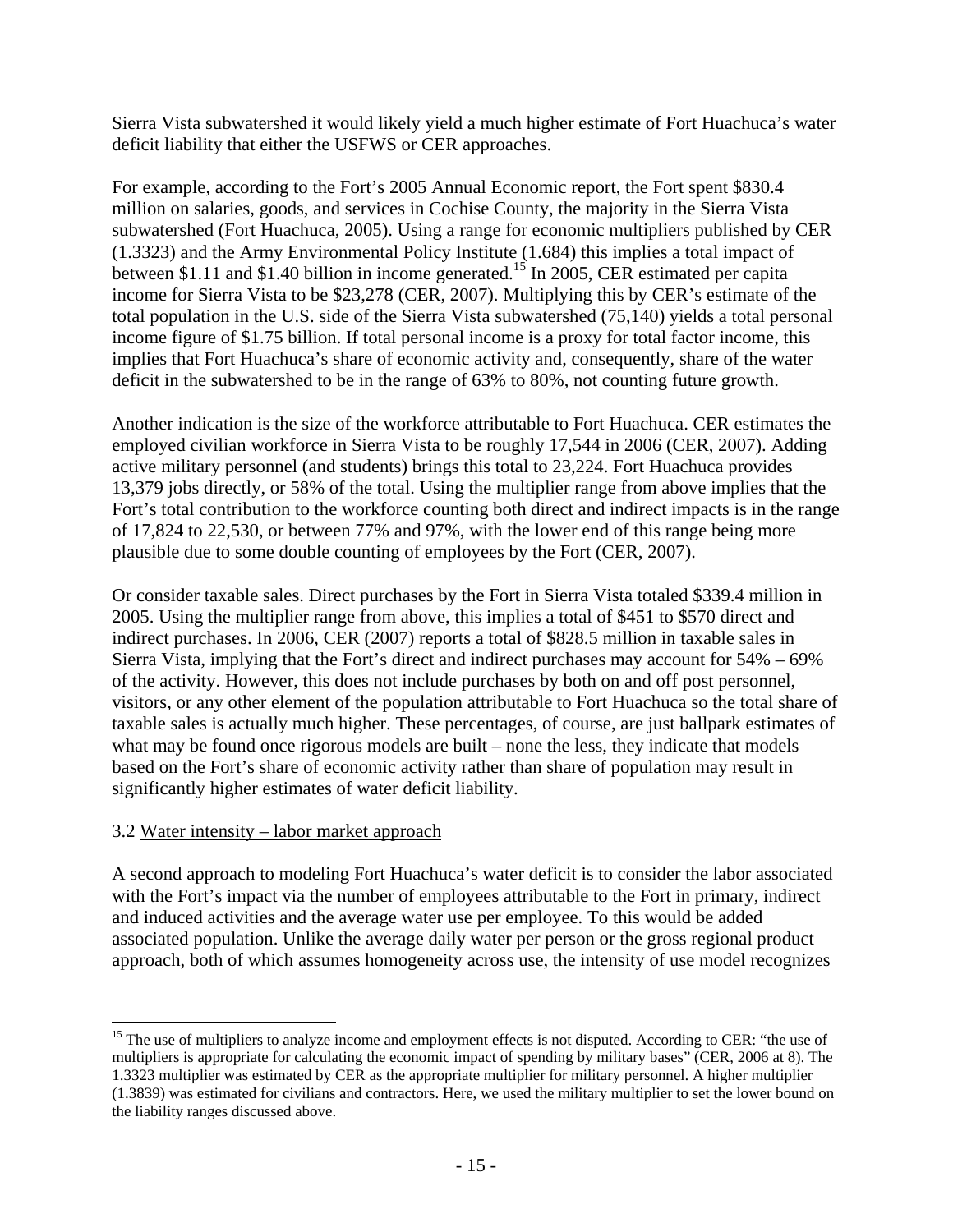Sierra Vista subwatershed it would likely yield a much higher estimate of Fort Huachuca's water deficit liability that either the USFWS or CER approaches.

For example, according to the Fort's 2005 Annual Economic report, the Fort spent \$830.4 million on salaries, goods, and services in Cochise County, the majority in the Sierra Vista subwatershed (Fort Huachuca, 2005). Using a range for economic multipliers published by CER (1.3323) and the Army Environmental Policy Institute (1.684) this implies a total impact of between \$1.11 and \$1.40 billion in income generated.[15] In 2005, CER estimated per capita income for Sierra Vista to be \$23,278 (CER, 2007). Multiplying this by CER's estimate of the total population in the U.S. side of the Sierra Vista subwatershed (75,140) yields a total personal income figure of \$1.75 billion. If total personal income is a proxy for total factor income, this implies that Fort Huachuca's share of economic activity and, consequently, share of the water deficit in the subwatershed to be in the range of 63% to 80%, not counting future growth.

Another indication is the size of the workforce attributable to Fort Huachuca. CER estimates the employed civilian workforce in Sierra Vista to be roughly 17,544 in 2006 (CER, 2007). Adding active military personnel (and students) brings this total to 23,224. Fort Huachuca provides 13,379 jobs directly, or 58% of the total. Using the multiplier range from above implies that the Fort's total contribution to the workforce counting both direct and indirect impacts is in the range of 17,824 to 22,530, or between 77% and 97%, with the lower end of this range being more plausible due to some double counting of employees by the Fort (CER, 2007).

Or consider taxable sales. Direct purchases by the Fort in Sierra Vista totaled \$339.4 million in 2005. Using the multiplier range from above, this implies a total of \$451 to \$570 direct and indirect purchases. In 2006, CER (2007) reports a total of \$828.5 million in taxable sales in Sierra Vista, implying that the Fort's direct and indirect purchases may account for 54% – 69% of the activity. However, this does not include purchases by both on and off post personnel, visitors, or any other element of the population attributable to Fort Huachuca so the total share of taxable sales is actually much higher. These percentages, of course, are just ballpark estimates of what may be found once rigorous models are built – none the less, they indicate that models based on the Fort's share of economic activity rather than share of population may result in significantly higher estimates of water deficit liability.

### 3.2 Water intensity – labor market approach

A second approach to modeling Fort Huachuca's water deficit is to consider the labor associated with the Fort's impact via the number of employees attributable to the Fort in primary, indirect and induced activities and the average water use per employee. To this would be added associated population. Unlike the average daily water per person or the gross regional product approach, both of which assumes homogeneity across use, the intensity of use model recognizes

---

[15] The use of multipliers to analyze income and employment effects is not disputed. According to CER: "the use of multipliers is appropriate for calculating the economic impact of spending by military bases" (CER, 2006 at 8). The 1.3323 multiplier was estimated by CER as the appropriate multiplier for military personnel. A higher multiplier (1.3839) was estimated for civilians and contractors. Here, we used the military multiplier to set the lower bound on the liability ranges discussed above.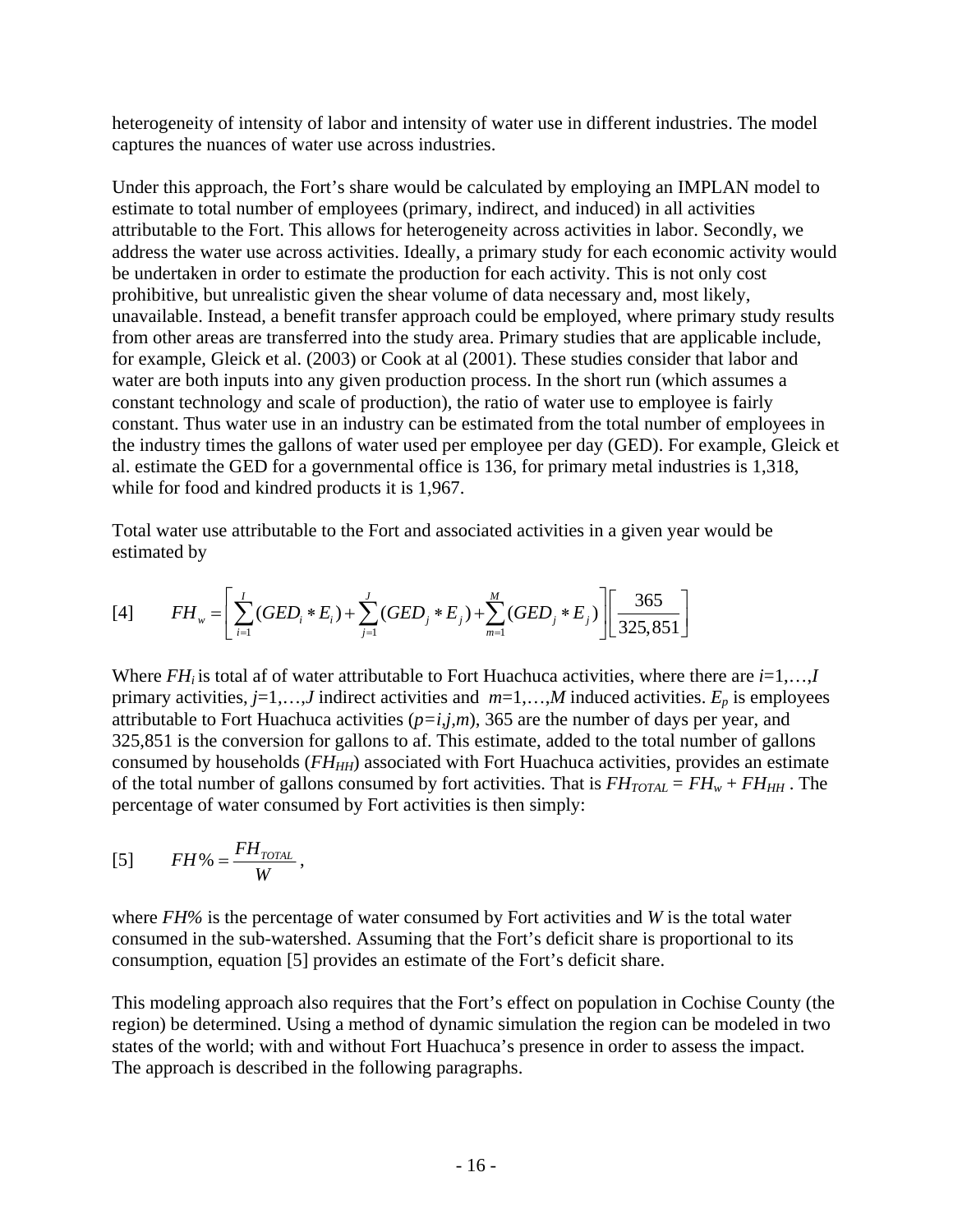heterogeneity of intensity of labor and intensity of water use in different industries. The model captures the nuances of water use across industries.

Under this approach, the Fort's share would be calculated by employing an IMPLAN model to estimate to total number of employees (primary, indirect, and induced) in all activities attributable to the Fort. This allows for heterogeneity across activities in labor. Secondly, we address the water use across activities. Ideally, a primary study for each economic activity would be undertaken in order to estimate the production for each activity. This is not only cost prohibitive, but unrealistic given the shear volume of data necessary and, most likely, unavailable. Instead, a benefit transfer approach could be employed, where primary study results from other areas are transferred into the study area. Primary studies that are applicable include, for example, Gleick et al. (2003) or Cook at al (2001). These studies consider that labor and water are both inputs into any given production process. In the short run (which assumes a constant technology and scale of production), the ratio of water use to employee is fairly constant. Thus water use in an industry can be estimated from the total number of employees in the industry times the gallons of water used per employee per day (GED). For example, Gleick et al. estimate the GED for a governmental office is 136, for primary metal industries is 1,318, while for food and kindred products it is 1,967.

Total water use attributable to the Fort and associated activities in a given year would be estimated by

$$[4] \qquad FH_w = \left[ \sum_{i=1}^{I} (GED_i * E_i) + \sum_{j=1}^{J} (GED_j * E_j) + \sum_{m=1}^{M} (GED_j * E_j) \right] \left[ \frac{365}{325{,}851} \right]$$

Where $FH_i$ is total af of water attributable to Fort Huachuca activities, where there are $i$=1,…,$I$ primary activities, $j$=1,…,$J$ indirect activities and $m$=1,…,$M$ induced activities. $E_p$ is employees attributable to Fort Huachuca activities ($p=i,j,m$), 365 are the number of days per year, and 325,851 is the conversion for gallons to af. This estimate, added to the total number of gallons consumed by households ($FH_{HH}$) associated with Fort Huachuca activities, provides an estimate of the total number of gallons consumed by fort activities. That is $FH_{TOTAL} = FH_w + FH_{HH}$ . The percentage of water consumed by Fort activities is then simply:

$$[5] \qquad FH\% = \frac{FH_{TOTAL}}{W},$$

where $FH\%$ is the percentage of water consumed by Fort activities and $W$ is the total water consumed in the sub-watershed. Assuming that the Fort's deficit share is proportional to its consumption, equation [5] provides an estimate of the Fort's deficit share.

This modeling approach also requires that the Fort's effect on population in Cochise County (the region) be determined. Using a method of dynamic simulation the region can be modeled in two states of the world; with and without Fort Huachuca's presence in order to assess the impact. The approach is described in the following paragraphs.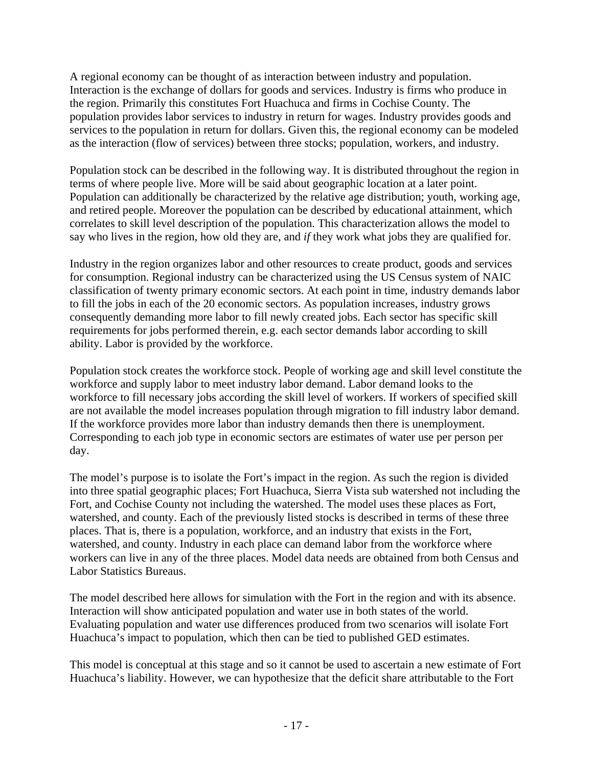A regional economy can be thought of as interaction between industry and population. Interaction is the exchange of dollars for goods and services. Industry is firms who produce in the region. Primarily this constitutes Fort Huachuca and firms in Cochise County. The population provides labor services to industry in return for wages. Industry provides goods and services to the population in return for dollars. Given this, the regional economy can be modeled as the interaction (flow of services) between three stocks; population, workers, and industry.

Population stock can be described in the following way. It is distributed throughout the region in terms of where people live. More will be said about geographic location at a later point. Population can additionally be characterized by the relative age distribution; youth, working age, and retired people. Moreover the population can be described by educational attainment, which correlates to skill level description of the population. This characterization allows the model to say who lives in the region, how old they are, and *if* they work what jobs they are qualified for.

Industry in the region organizes labor and other resources to create product, goods and services for consumption. Regional industry can be characterized using the US Census system of NAIC classification of twenty primary economic sectors. At each point in time, industry demands labor to fill the jobs in each of the 20 economic sectors. As population increases, industry grows consequently demanding more labor to fill newly created jobs. Each sector has specific skill requirements for jobs performed therein, e.g. each sector demands labor according to skill ability. Labor is provided by the workforce.

Population stock creates the workforce stock. People of working age and skill level constitute the workforce and supply labor to meet industry labor demand. Labor demand looks to the workforce to fill necessary jobs according the skill level of workers. If workers of specified skill are not available the model increases population through migration to fill industry labor demand. If the workforce provides more labor than industry demands then there is unemployment. Corresponding to each job type in economic sectors are estimates of water use per person per day.

The model's purpose is to isolate the Fort's impact in the region. As such the region is divided into three spatial geographic places; Fort Huachuca, Sierra Vista sub watershed not including the Fort, and Cochise County not including the watershed. The model uses these places as Fort, watershed, and county. Each of the previously listed stocks is described in terms of these three places. That is, there is a population, workforce, and an industry that exists in the Fort, watershed, and county. Industry in each place can demand labor from the workforce where workers can live in any of the three places. Model data needs are obtained from both Census and Labor Statistics Bureaus.

The model described here allows for simulation with the Fort in the region and with its absence. Interaction will show anticipated population and water use in both states of the world. Evaluating population and water use differences produced from two scenarios will isolate Fort Huachuca's impact to population, which then can be tied to published GED estimates.

This model is conceptual at this stage and so it cannot be used to ascertain a new estimate of Fort Huachuca's liability. However, we can hypothesize that the deficit share attributable to the Fort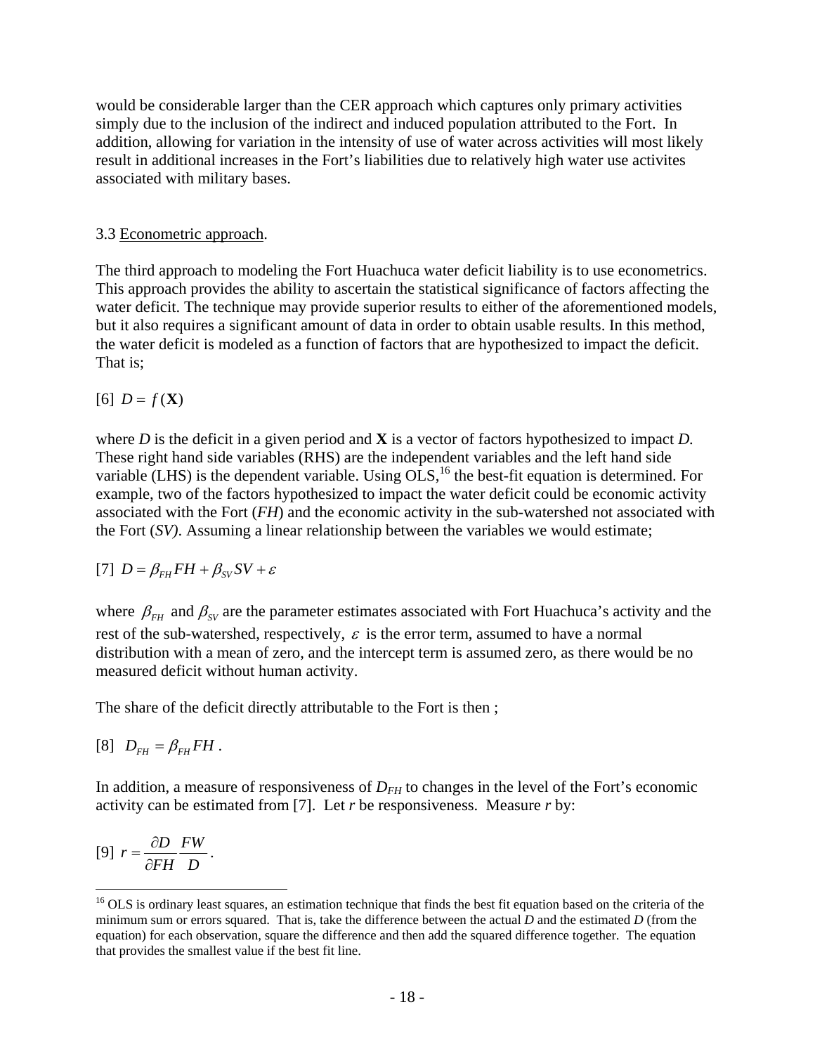would be considerable larger than the CER approach which captures only primary activities simply due to the inclusion of the indirect and induced population attributed to the Fort. In addition, allowing for variation in the intensity of use of water across activities will most likely result in additional increases in the Fort's liabilities due to relatively high water use activites associated with military bases.

### 3.3 Econometric approach.

The third approach to modeling the Fort Huachuca water deficit liability is to use econometrics. This approach provides the ability to ascertain the statistical significance of factors affecting the water deficit. The technique may provide superior results to either of the aforementioned models, but it also requires a significant amount of data in order to obtain usable results. In this method, the water deficit is modeled as a function of factors that are hypothesized to impact the deficit. That is;

$$[6] \quad D = f(\mathbf{X})$$

where $D$ is the deficit in a given period and $\mathbf{X}$ is a vector of factors hypothesized to impact $D$. These right hand side variables (RHS) are the independent variables and the left hand side variable (LHS) is the dependent variable. Using OLS,[16] the best-fit equation is determined. For example, two of the factors hypothesized to impact the water deficit could be economic activity associated with the Fort ($FH$) and the economic activity in the sub-watershed not associated with the Fort ($SV$). Assuming a linear relationship between the variables we would estimate;

$$[7] \quad D = \beta_{FH} FH + \beta_{SV} SV + \varepsilon$$

where $\beta_{FH}$ and $\beta_{SV}$ are the parameter estimates associated with Fort Huachuca's activity and the rest of the sub-watershed, respectively, $\varepsilon$ is the error term, assumed to have a normal distribution with a mean of zero, and the intercept term is assumed zero, as there would be no measured deficit without human activity.

The share of the deficit directly attributable to the Fort is then ;

$$[8] \quad D_{FH} = \beta_{FH} FH \,.$$

In addition, a measure of responsiveness of $D_{FH}$ to changes in the level of the Fort's economic activity can be estimated from [7]. Let $r$ be responsiveness. Measure $r$ by:

$$[9] \quad r = \frac{\partial D}{\partial FH} \frac{FW}{D} \,.$$

[16] OLS is ordinary least squares, an estimation technique that finds the best fit equation based on the criteria of the minimum sum or errors squared. That is, take the difference between the actual $D$ and the estimated $D$ (from the equation) for each observation, square the difference and then add the squared difference together. The equation that provides the smallest value if the best fit line.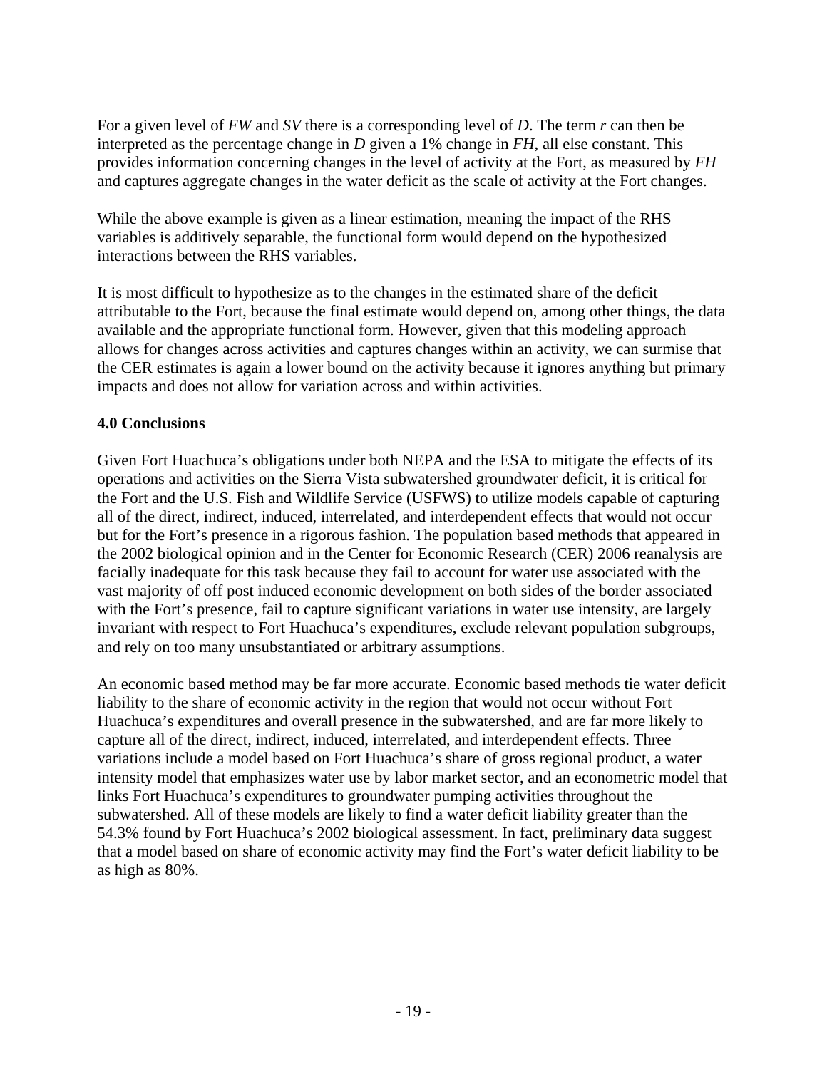For a given level of *FW* and *SV* there is a corresponding level of *D*. The term *r* can then be interpreted as the percentage change in *D* given a 1% change in *FH*, all else constant. This provides information concerning changes in the level of activity at the Fort, as measured by *FH* and captures aggregate changes in the water deficit as the scale of activity at the Fort changes.

While the above example is given as a linear estimation, meaning the impact of the RHS variables is additively separable, the functional form would depend on the hypothesized interactions between the RHS variables.

It is most difficult to hypothesize as to the changes in the estimated share of the deficit attributable to the Fort, because the final estimate would depend on, among other things, the data available and the appropriate functional form. However, given that this modeling approach allows for changes across activities and captures changes within an activity, we can surmise that the CER estimates is again a lower bound on the activity because it ignores anything but primary impacts and does not allow for variation across and within activities.

## 4.0 Conclusions

Given Fort Huachuca's obligations under both NEPA and the ESA to mitigate the effects of its operations and activities on the Sierra Vista subwatershed groundwater deficit, it is critical for the Fort and the U.S. Fish and Wildlife Service (USFWS) to utilize models capable of capturing all of the direct, indirect, induced, interrelated, and interdependent effects that would not occur but for the Fort's presence in a rigorous fashion. The population based methods that appeared in the 2002 biological opinion and in the Center for Economic Research (CER) 2006 reanalysis are facially inadequate for this task because they fail to account for water use associated with the vast majority of off post induced economic development on both sides of the border associated with the Fort's presence, fail to capture significant variations in water use intensity, are largely invariant with respect to Fort Huachuca's expenditures, exclude relevant population subgroups, and rely on too many unsubstantiated or arbitrary assumptions.

An economic based method may be far more accurate. Economic based methods tie water deficit liability to the share of economic activity in the region that would not occur without Fort Huachuca's expenditures and overall presence in the subwatershed, and are far more likely to capture all of the direct, indirect, induced, interrelated, and interdependent effects. Three variations include a model based on Fort Huachuca's share of gross regional product, a water intensity model that emphasizes water use by labor market sector, and an econometric model that links Fort Huachuca's expenditures to groundwater pumping activities throughout the subwatershed. All of these models are likely to find a water deficit liability greater than the 54.3% found by Fort Huachuca's 2002 biological assessment. In fact, preliminary data suggest that a model based on share of economic activity may find the Fort's water deficit liability to be as high as 80%.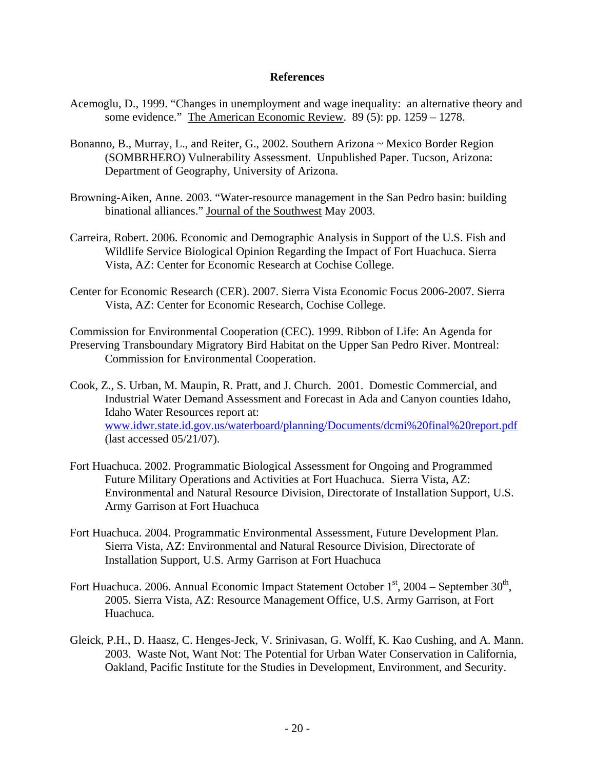## References

Acemoglu, D., 1999. "Changes in unemployment and wage inequality: an alternative theory and some evidence." The American Economic Review. 89 (5): pp. 1259 – 1278.

Bonanno, B., Murray, L., and Reiter, G., 2002. Southern Arizona ~ Mexico Border Region (SOMBRHERO) Vulnerability Assessment. Unpublished Paper. Tucson, Arizona: Department of Geography, University of Arizona.

Browning-Aiken, Anne. 2003. "Water-resource management in the San Pedro basin: building binational alliances." Journal of the Southwest May 2003.

Carreira, Robert. 2006. Economic and Demographic Analysis in Support of the U.S. Fish and Wildlife Service Biological Opinion Regarding the Impact of Fort Huachuca. Sierra Vista, AZ: Center for Economic Research at Cochise College.

Center for Economic Research (CER). 2007. Sierra Vista Economic Focus 2006-2007. Sierra Vista, AZ: Center for Economic Research, Cochise College.

Commission for Environmental Cooperation (CEC). 1999. Ribbon of Life: An Agenda for Preserving Transboundary Migratory Bird Habitat on the Upper San Pedro River. Montreal: Commission for Environmental Cooperation.

Cook, Z., S. Urban, M. Maupin, R. Pratt, and J. Church. 2001. Domestic Commercial, and Industrial Water Demand Assessment and Forecast in Ada and Canyon counties Idaho, Idaho Water Resources report at: www.idwr.state.id.gov.us/waterboard/planning/Documents/dcmi%20final%20report.pdf (last accessed 05/21/07).

Fort Huachuca. 2002. Programmatic Biological Assessment for Ongoing and Programmed Future Military Operations and Activities at Fort Huachuca. Sierra Vista, AZ: Environmental and Natural Resource Division, Directorate of Installation Support, U.S. Army Garrison at Fort Huachuca

Fort Huachuca. 2004. Programmatic Environmental Assessment, Future Development Plan. Sierra Vista, AZ: Environmental and Natural Resource Division, Directorate of Installation Support, U.S. Army Garrison at Fort Huachuca

Fort Huachuca. 2006. Annual Economic Impact Statement October 1st, 2004 – September 30th, 2005. Sierra Vista, AZ: Resource Management Office, U.S. Army Garrison, at Fort Huachuca.

Gleick, P.H., D. Haasz, C. Henges-Jeck, V. Srinivasan, G. Wolff, K. Kao Cushing, and A. Mann. 2003. Waste Not, Want Not: The Potential for Urban Water Conservation in California, Oakland, Pacific Institute for the Studies in Development, Environment, and Security.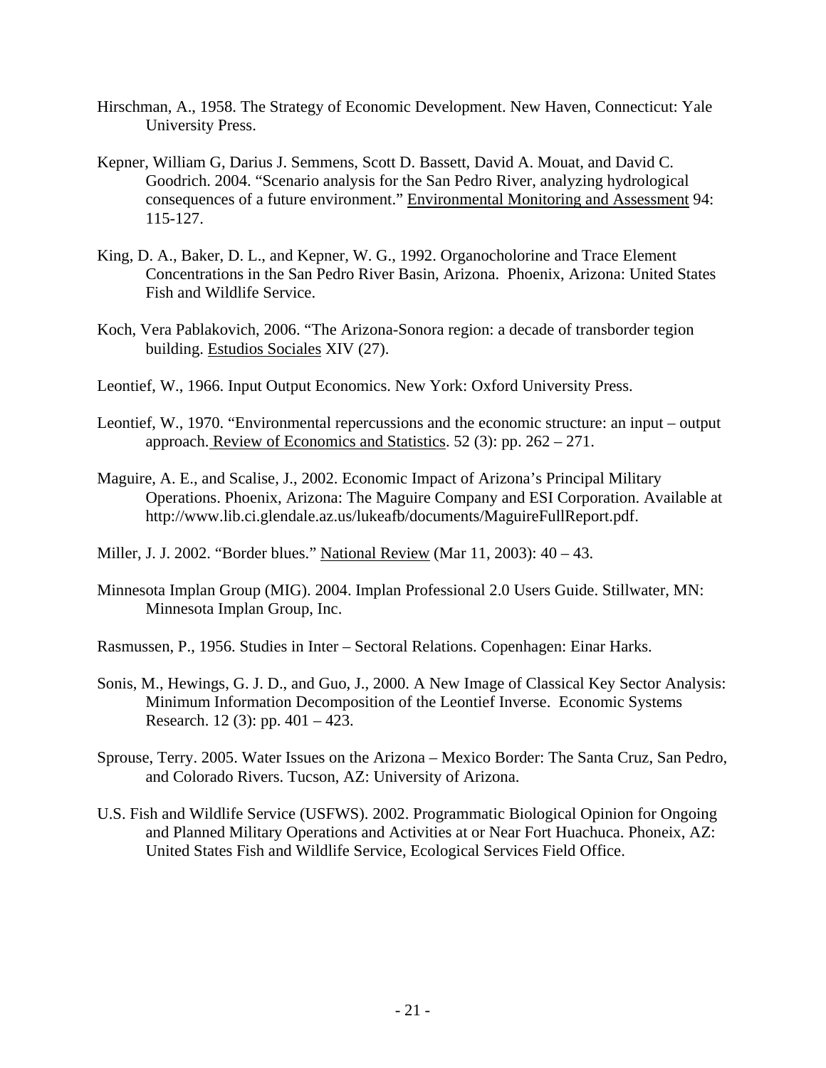Hirschman, A., 1958. The Strategy of Economic Development. New Haven, Connecticut: Yale University Press.

Kepner, William G, Darius J. Semmens, Scott D. Bassett, David A. Mouat, and David C. Goodrich. 2004. "Scenario analysis for the San Pedro River, analyzing hydrological consequences of a future environment." Environmental Monitoring and Assessment 94: 115-127.

King, D. A., Baker, D. L., and Kepner, W. G., 1992. Organocholorine and Trace Element Concentrations in the San Pedro River Basin, Arizona. Phoenix, Arizona: United States Fish and Wildlife Service.

Koch, Vera Pablakovich, 2006. "The Arizona-Sonora region: a decade of transborder tegion building. Estudios Sociales XIV (27).

Leontief, W., 1966. Input Output Economics. New York: Oxford University Press.

Leontief, W., 1970. "Environmental repercussions and the economic structure: an input – output approach. Review of Economics and Statistics. 52 (3): pp. 262 – 271.

Maguire, A. E., and Scalise, J., 2002. Economic Impact of Arizona's Principal Military Operations. Phoenix, Arizona: The Maguire Company and ESI Corporation. Available at http://www.lib.ci.glendale.az.us/lukeafb/documents/MaguireFullReport.pdf.

Miller, J. J. 2002. "Border blues." National Review (Mar 11, 2003): 40 – 43.

Minnesota Implan Group (MIG). 2004. Implan Professional 2.0 Users Guide. Stillwater, MN: Minnesota Implan Group, Inc.

Rasmussen, P., 1956. Studies in Inter – Sectoral Relations. Copenhagen: Einar Harks.

Sonis, M., Hewings, G. J. D., and Guo, J., 2000. A New Image of Classical Key Sector Analysis: Minimum Information Decomposition of the Leontief Inverse. Economic Systems Research. 12 (3): pp. 401 – 423.

Sprouse, Terry. 2005. Water Issues on the Arizona – Mexico Border: The Santa Cruz, San Pedro, and Colorado Rivers. Tucson, AZ: University of Arizona.

U.S. Fish and Wildlife Service (USFWS). 2002. Programmatic Biological Opinion for Ongoing and Planned Military Operations and Activities at or Near Fort Huachuca. Phoneix, AZ: United States Fish and Wildlife Service, Ecological Services Field Office.